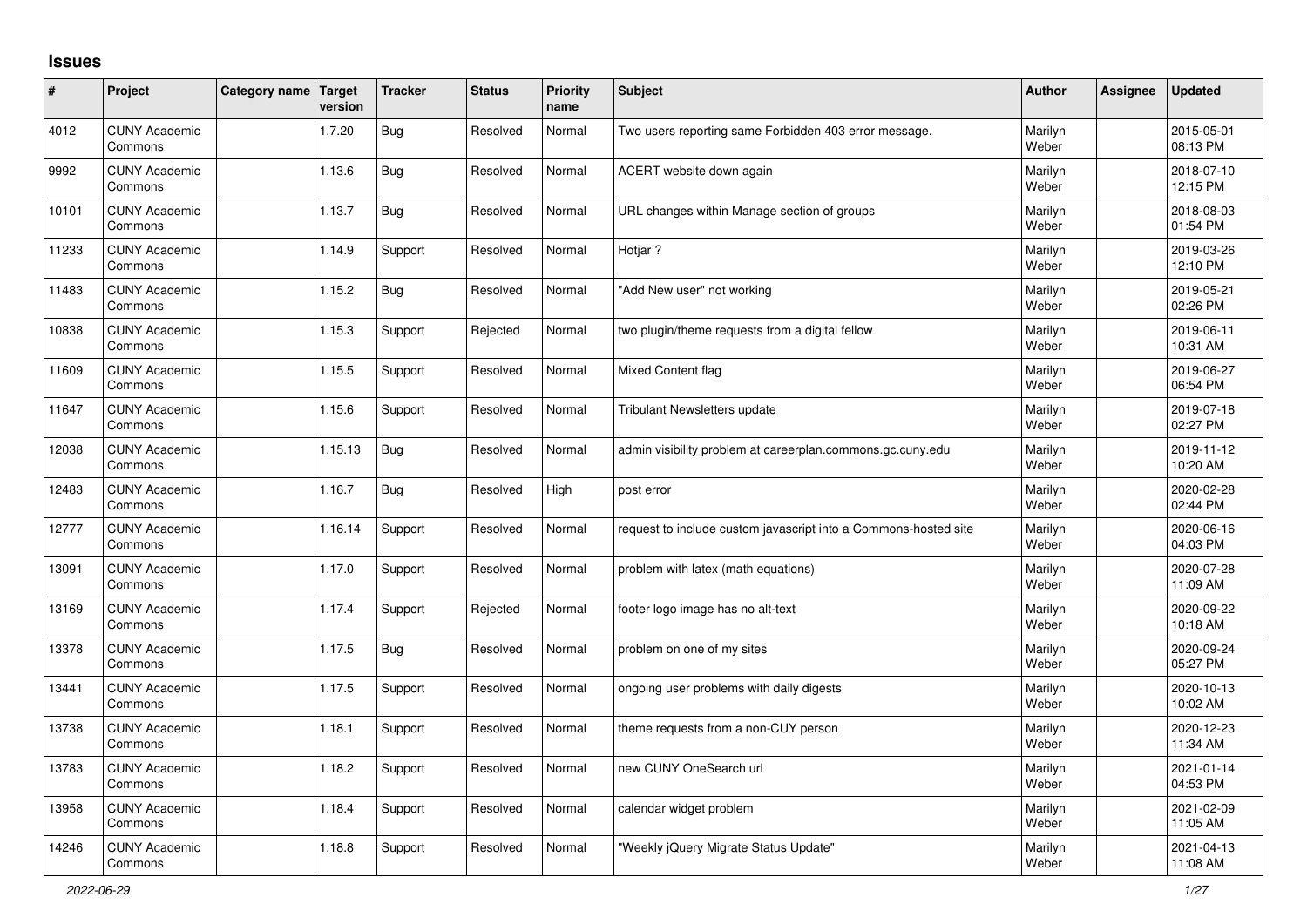## Issues

| # | Project | Category name | Target version | Tracker | Status | Priority name | Subject | Author | Assignee | Updated |
|---|---|---|---|---|---|---|---|---|---|---|
| 4012 | CUNY Academic Commons | | 1.7.20 | Bug | Resolved | Normal | Two users reporting same Forbidden 403 error message. | Marilyn Weber | | 2015-05-01 08:13 PM |
| 9992 | CUNY Academic Commons | | 1.13.6 | Bug | Resolved | Normal | ACERT website down again | Marilyn Weber | | 2018-07-10 12:15 PM |
| 10101 | CUNY Academic Commons | | 1.13.7 | Bug | Resolved | Normal | URL changes within Manage section of groups | Marilyn Weber | | 2018-08-03 01:54 PM |
| 11233 | CUNY Academic Commons | | 1.14.9 | Support | Resolved | Normal | Hotjar ? | Marilyn Weber | | 2019-03-26 12:10 PM |
| 11483 | CUNY Academic Commons | | 1.15.2 | Bug | Resolved | Normal | "Add New user" not working | Marilyn Weber | | 2019-05-21 02:26 PM |
| 10838 | CUNY Academic Commons | | 1.15.3 | Support | Rejected | Normal | two plugin/theme requests from a digital fellow | Marilyn Weber | | 2019-06-11 10:31 AM |
| 11609 | CUNY Academic Commons | | 1.15.5 | Support | Resolved | Normal | Mixed Content flag | Marilyn Weber | | 2019-06-27 06:54 PM |
| 11647 | CUNY Academic Commons | | 1.15.6 | Support | Resolved | Normal | Tribulant Newsletters update | Marilyn Weber | | 2019-07-18 02:27 PM |
| 12038 | CUNY Academic Commons | | 1.15.13 | Bug | Resolved | Normal | admin visibility problem at careerplan.commons.gc.cuny.edu | Marilyn Weber | | 2019-11-12 10:20 AM |
| 12483 | CUNY Academic Commons | | 1.16.7 | Bug | Resolved | High | post error | Marilyn Weber | | 2020-02-28 02:44 PM |
| 12777 | CUNY Academic Commons | | 1.16.14 | Support | Resolved | Normal | request to include custom javascript into a Commons-hosted site | Marilyn Weber | | 2020-06-16 04:03 PM |
| 13091 | CUNY Academic Commons | | 1.17.0 | Support | Resolved | Normal | problem with latex (math equations) | Marilyn Weber | | 2020-07-28 11:09 AM |
| 13169 | CUNY Academic Commons | | 1.17.4 | Support | Rejected | Normal | footer logo image has no alt-text | Marilyn Weber | | 2020-09-22 10:18 AM |
| 13378 | CUNY Academic Commons | | 1.17.5 | Bug | Resolved | Normal | problem on one of my sites | Marilyn Weber | | 2020-09-24 05:27 PM |
| 13441 | CUNY Academic Commons | | 1.17.5 | Support | Resolved | Normal | ongoing user problems with daily digests | Marilyn Weber | | 2020-10-13 10:02 AM |
| 13738 | CUNY Academic Commons | | 1.18.1 | Support | Resolved | Normal | theme requests from a non-CUY person | Marilyn Weber | | 2020-12-23 11:34 AM |
| 13783 | CUNY Academic Commons | | 1.18.2 | Support | Resolved | Normal | new CUNY OneSearch url | Marilyn Weber | | 2021-01-14 04:53 PM |
| 13958 | CUNY Academic Commons | | 1.18.4 | Support | Resolved | Normal | calendar widget problem | Marilyn Weber | | 2021-02-09 11:05 AM |
| 14246 | CUNY Academic Commons | | 1.18.8 | Support | Resolved | Normal | "Weekly jQuery Migrate Status Update" | Marilyn Weber | | 2021-04-13 11:08 AM |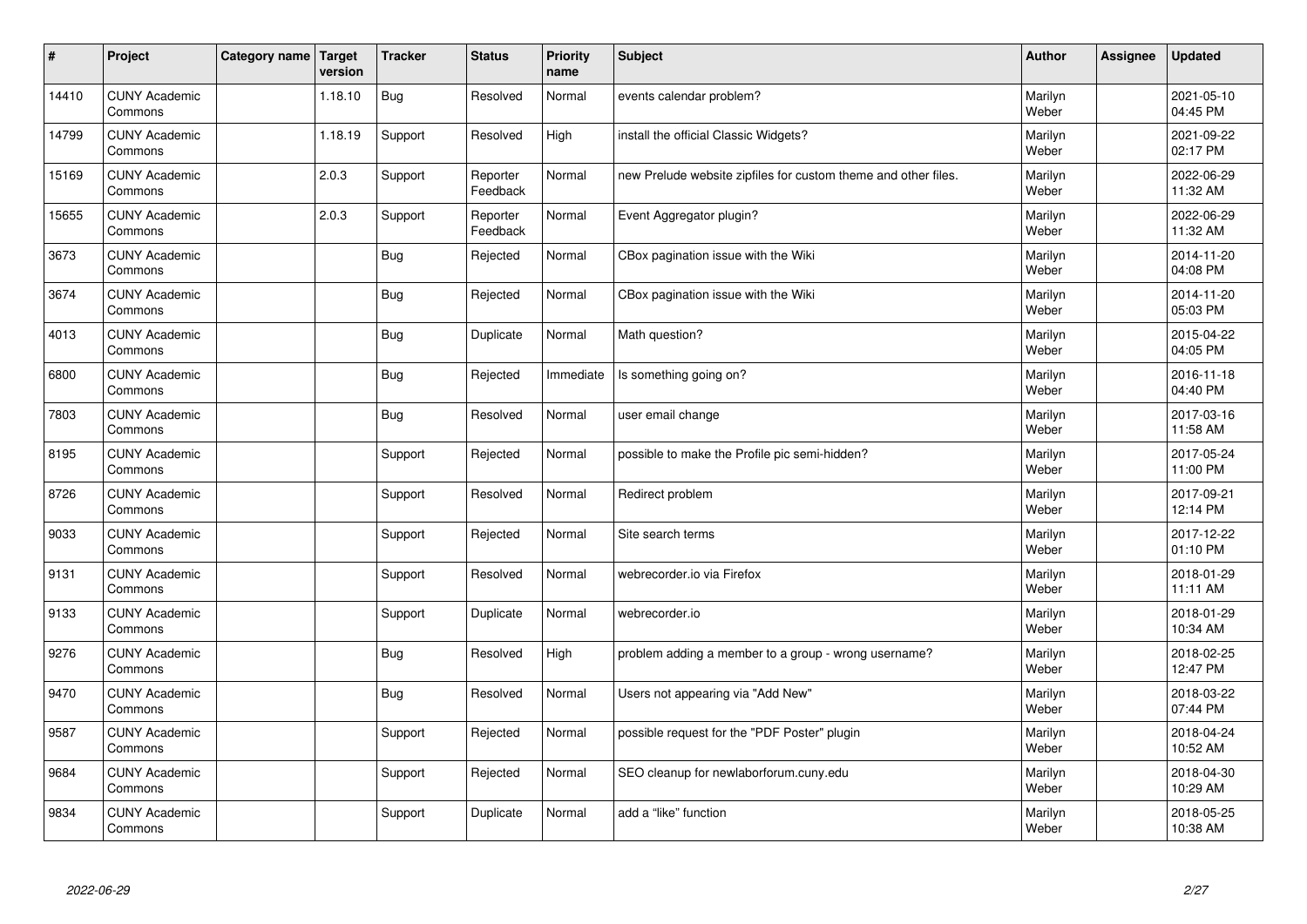| # | Project | Category name | Target version | Tracker | Status | Priority name | Subject | Author | Assignee | Updated |
|---|---|---|---|---|---|---|---|---|---|---|
| 14410 | CUNY Academic Commons | | 1.18.10 | Bug | Resolved | Normal | events calendar problem? | Marilyn Weber | | 2021-05-10 04:45 PM |
| 14799 | CUNY Academic Commons | | 1.18.19 | Support | Resolved | High | install the official Classic Widgets? | Marilyn Weber | | 2021-09-22 02:17 PM |
| 15169 | CUNY Academic Commons | | 2.0.3 | Support | Reporter Feedback | Normal | new Prelude website zipfiles for custom theme and other files. | Marilyn Weber | | 2022-06-29 11:32 AM |
| 15655 | CUNY Academic Commons | | 2.0.3 | Support | Reporter Feedback | Normal | Event Aggregator plugin? | Marilyn Weber | | 2022-06-29 11:32 AM |
| 3673 | CUNY Academic Commons | | | Bug | Rejected | Normal | CBox pagination issue with the Wiki | Marilyn Weber | | 2014-11-20 04:08 PM |
| 3674 | CUNY Academic Commons | | | Bug | Rejected | Normal | CBox pagination issue with the Wiki | Marilyn Weber | | 2014-11-20 05:03 PM |
| 4013 | CUNY Academic Commons | | | Bug | Duplicate | Normal | Math question? | Marilyn Weber | | 2015-04-22 04:05 PM |
| 6800 | CUNY Academic Commons | | | Bug | Rejected | Immediate | Is something going on? | Marilyn Weber | | 2016-11-18 04:40 PM |
| 7803 | CUNY Academic Commons | | | Bug | Resolved | Normal | user email change | Marilyn Weber | | 2017-03-16 11:58 AM |
| 8195 | CUNY Academic Commons | | | Support | Rejected | Normal | possible to make the Profile pic semi-hidden? | Marilyn Weber | | 2017-05-24 11:00 PM |
| 8726 | CUNY Academic Commons | | | Support | Resolved | Normal | Redirect problem | Marilyn Weber | | 2017-09-21 12:14 PM |
| 9033 | CUNY Academic Commons | | | Support | Rejected | Normal | Site search terms | Marilyn Weber | | 2017-12-22 01:10 PM |
| 9131 | CUNY Academic Commons | | | Support | Resolved | Normal | webrecorder.io via Firefox | Marilyn Weber | | 2018-01-29 11:11 AM |
| 9133 | CUNY Academic Commons | | | Support | Duplicate | Normal | webrecorder.io | Marilyn Weber | | 2018-01-29 10:34 AM |
| 9276 | CUNY Academic Commons | | | Bug | Resolved | High | problem adding a member to a group - wrong username? | Marilyn Weber | | 2018-02-25 12:47 PM |
| 9470 | CUNY Academic Commons | | | Bug | Resolved | Normal | Users not appearing via "Add New" | Marilyn Weber | | 2018-03-22 07:44 PM |
| 9587 | CUNY Academic Commons | | | Support | Rejected | Normal | possible request for the "PDF Poster" plugin | Marilyn Weber | | 2018-04-24 10:52 AM |
| 9684 | CUNY Academic Commons | | | Support | Rejected | Normal | SEO cleanup for newlaborforum.cuny.edu | Marilyn Weber | | 2018-04-30 10:29 AM |
| 9834 | CUNY Academic Commons | | | Support | Duplicate | Normal | add a "like" function | Marilyn Weber | | 2018-05-25 10:38 AM |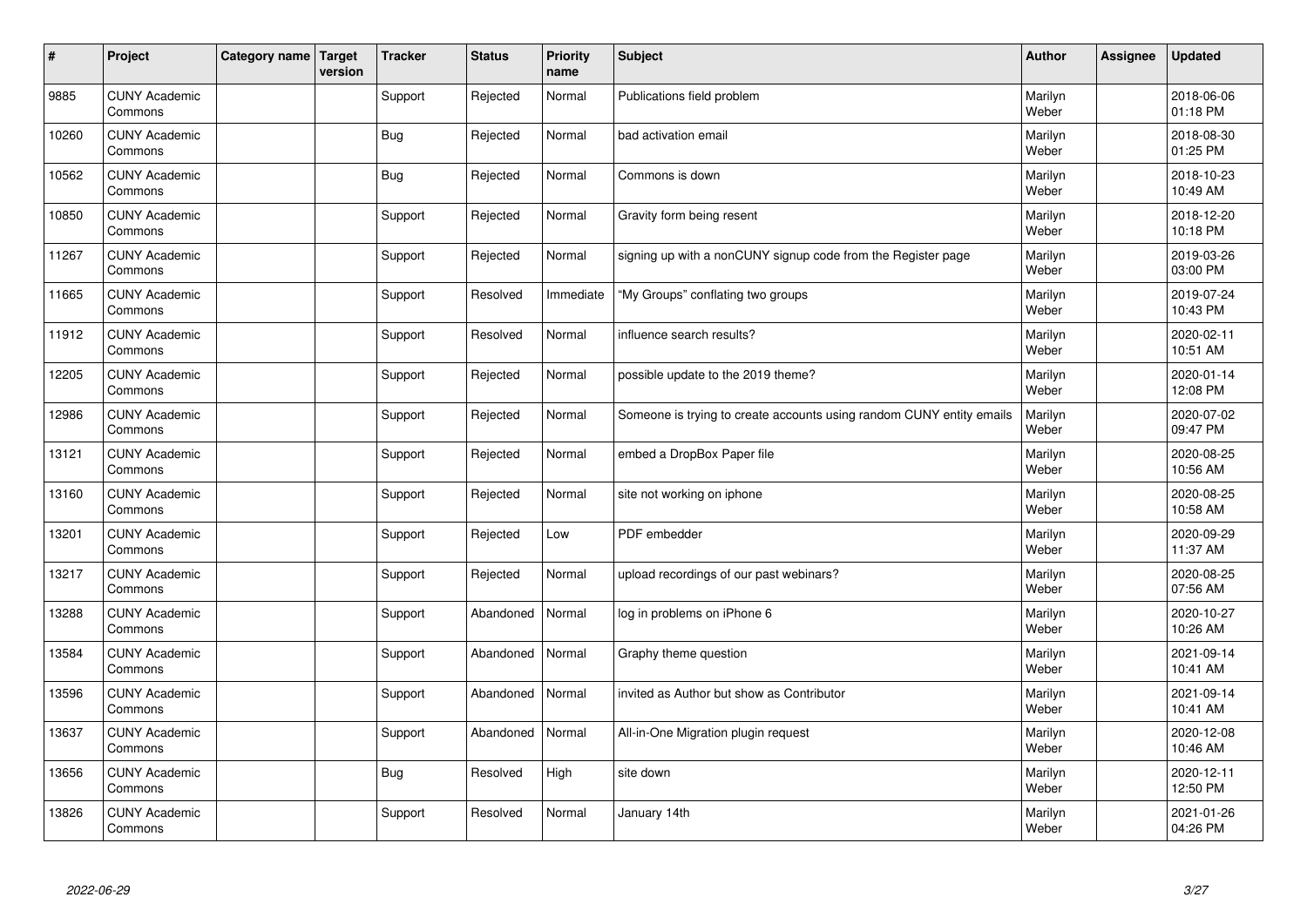| # | Project | Category name | Target version | Tracker | Status | Priority name | Subject | Author | Assignee | Updated |
|---|---|---|---|---|---|---|---|---|---|---|
| 9885 | CUNY Academic Commons | | | Support | Rejected | Normal | Publications field problem | Marilyn Weber | | 2018-06-06 01:18 PM |
| 10260 | CUNY Academic Commons | | | Bug | Rejected | Normal | bad activation email | Marilyn Weber | | 2018-08-30 01:25 PM |
| 10562 | CUNY Academic Commons | | | Bug | Rejected | Normal | Commons is down | Marilyn Weber | | 2018-10-23 10:49 AM |
| 10850 | CUNY Academic Commons | | | Support | Rejected | Normal | Gravity form being resent | Marilyn Weber | | 2018-12-20 10:18 PM |
| 11267 | CUNY Academic Commons | | | Support | Rejected | Normal | signing up with a nonCUNY signup code from the Register page | Marilyn Weber | | 2019-03-26 03:00 PM |
| 11665 | CUNY Academic Commons | | | Support | Resolved | Immediate | "My Groups" conflating two groups | Marilyn Weber | | 2019-07-24 10:43 PM |
| 11912 | CUNY Academic Commons | | | Support | Resolved | Normal | influence search results? | Marilyn Weber | | 2020-02-11 10:51 AM |
| 12205 | CUNY Academic Commons | | | Support | Rejected | Normal | possible update to the 2019 theme? | Marilyn Weber | | 2020-01-14 12:08 PM |
| 12986 | CUNY Academic Commons | | | Support | Rejected | Normal | Someone is trying to create accounts using random CUNY entity emails | Marilyn Weber | | 2020-07-02 09:47 PM |
| 13121 | CUNY Academic Commons | | | Support | Rejected | Normal | embed a DropBox Paper file | Marilyn Weber | | 2020-08-25 10:56 AM |
| 13160 | CUNY Academic Commons | | | Support | Rejected | Normal | site not working on iphone | Marilyn Weber | | 2020-08-25 10:58 AM |
| 13201 | CUNY Academic Commons | | | Support | Rejected | Low | PDF embedder | Marilyn Weber | | 2020-09-29 11:37 AM |
| 13217 | CUNY Academic Commons | | | Support | Rejected | Normal | upload recordings of our past webinars? | Marilyn Weber | | 2020-08-25 07:56 AM |
| 13288 | CUNY Academic Commons | | | Support | Abandoned | Normal | log in problems on iPhone 6 | Marilyn Weber | | 2020-10-27 10:26 AM |
| 13584 | CUNY Academic Commons | | | Support | Abandoned | Normal | Graphy theme question | Marilyn Weber | | 2021-09-14 10:41 AM |
| 13596 | CUNY Academic Commons | | | Support | Abandoned | Normal | invited as Author but show as Contributor | Marilyn Weber | | 2021-09-14 10:41 AM |
| 13637 | CUNY Academic Commons | | | Support | Abandoned | Normal | All-in-One Migration plugin request | Marilyn Weber | | 2020-12-08 10:46 AM |
| 13656 | CUNY Academic Commons | | | Bug | Resolved | High | site down | Marilyn Weber | | 2020-12-11 12:50 PM |
| 13826 | CUNY Academic Commons | | | Support | Resolved | Normal | January 14th | Marilyn Weber | | 2021-01-26 04:26 PM |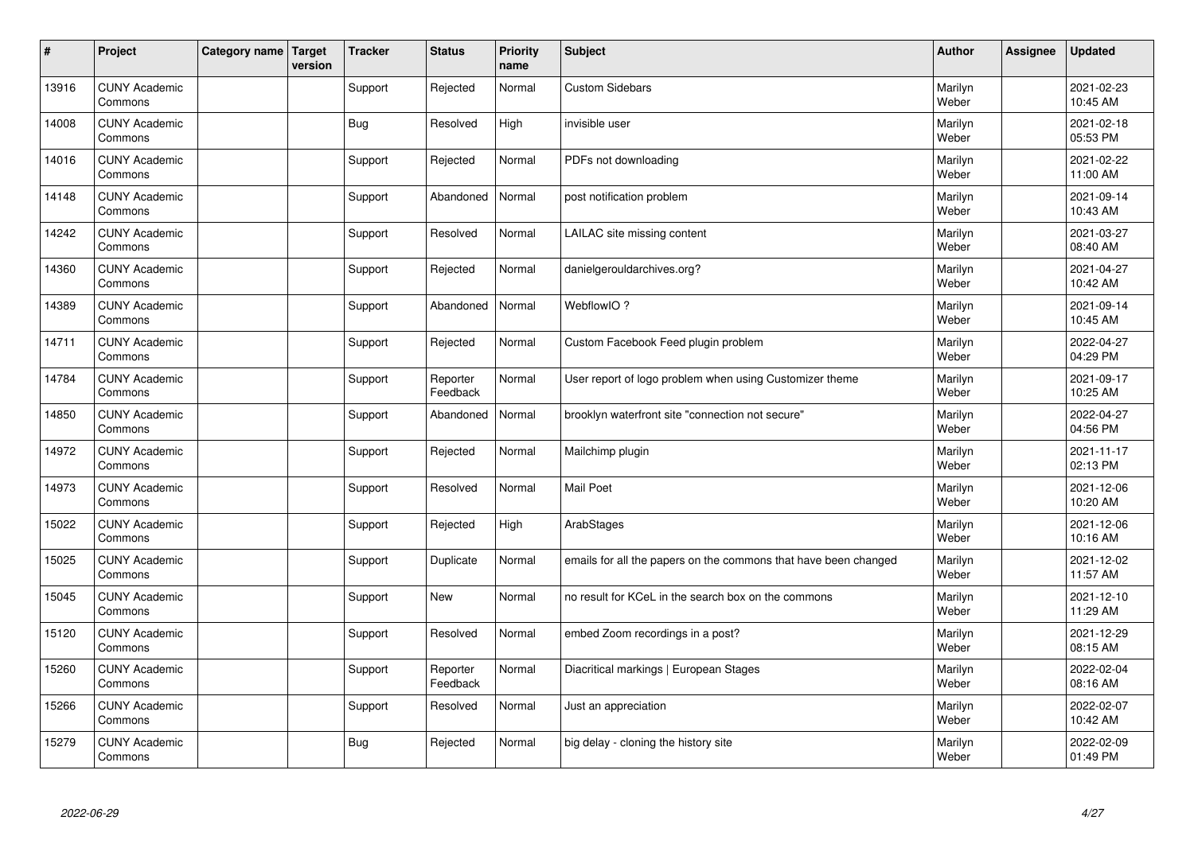| # | Project | Category name | Target version | Tracker | Status | Priority name | Subject | Author | Assignee | Updated |
|---|---|---|---|---|---|---|---|---|---|---|
| 13916 | CUNY Academic Commons | | | Support | Rejected | Normal | Custom Sidebars | Marilyn Weber | | 2021-02-23 10:45 AM |
| 14008 | CUNY Academic Commons | | | Bug | Resolved | High | invisible user | Marilyn Weber | | 2021-02-18 05:53 PM |
| 14016 | CUNY Academic Commons | | | Support | Rejected | Normal | PDFs not downloading | Marilyn Weber | | 2021-02-22 11:00 AM |
| 14148 | CUNY Academic Commons | | | Support | Abandoned | Normal | post notification problem | Marilyn Weber | | 2021-09-14 10:43 AM |
| 14242 | CUNY Academic Commons | | | Support | Resolved | Normal | LAILAC site missing content | Marilyn Weber | | 2021-03-27 08:40 AM |
| 14360 | CUNY Academic Commons | | | Support | Rejected | Normal | danielgerouldarchives.org? | Marilyn Weber | | 2021-04-27 10:42 AM |
| 14389 | CUNY Academic Commons | | | Support | Abandoned | Normal | WebflowIO ? | Marilyn Weber | | 2021-09-14 10:45 AM |
| 14711 | CUNY Academic Commons | | | Support | Rejected | Normal | Custom Facebook Feed plugin problem | Marilyn Weber | | 2022-04-27 04:29 PM |
| 14784 | CUNY Academic Commons | | | Support | Reporter Feedback | Normal | User report of logo problem when using Customizer theme | Marilyn Weber | | 2021-09-17 10:25 AM |
| 14850 | CUNY Academic Commons | | | Support | Abandoned | Normal | brooklyn waterfront site "connection not secure" | Marilyn Weber | | 2022-04-27 04:56 PM |
| 14972 | CUNY Academic Commons | | | Support | Rejected | Normal | Mailchimp plugin | Marilyn Weber | | 2021-11-17 02:13 PM |
| 14973 | CUNY Academic Commons | | | Support | Resolved | Normal | Mail Poet | Marilyn Weber | | 2021-12-06 10:20 AM |
| 15022 | CUNY Academic Commons | | | Support | Rejected | High | ArabStages | Marilyn Weber | | 2021-12-06 10:16 AM |
| 15025 | CUNY Academic Commons | | | Support | Duplicate | Normal | emails for all the papers on the commons that have been changed | Marilyn Weber | | 2021-12-02 11:57 AM |
| 15045 | CUNY Academic Commons | | | Support | New | Normal | no result for KCeL in the search box on the commons | Marilyn Weber | | 2021-12-10 11:29 AM |
| 15120 | CUNY Academic Commons | | | Support | Resolved | Normal | embed Zoom recordings in a post? | Marilyn Weber | | 2021-12-29 08:15 AM |
| 15260 | CUNY Academic Commons | | | Support | Reporter Feedback | Normal | Diacritical markings \| European Stages | Marilyn Weber | | 2022-02-04 08:16 AM |
| 15266 | CUNY Academic Commons | | | Support | Resolved | Normal | Just an appreciation | Marilyn Weber | | 2022-02-07 10:42 AM |
| 15279 | CUNY Academic Commons | | | Bug | Rejected | Normal | big delay - cloning the history site | Marilyn Weber | | 2022-02-09 01:49 PM |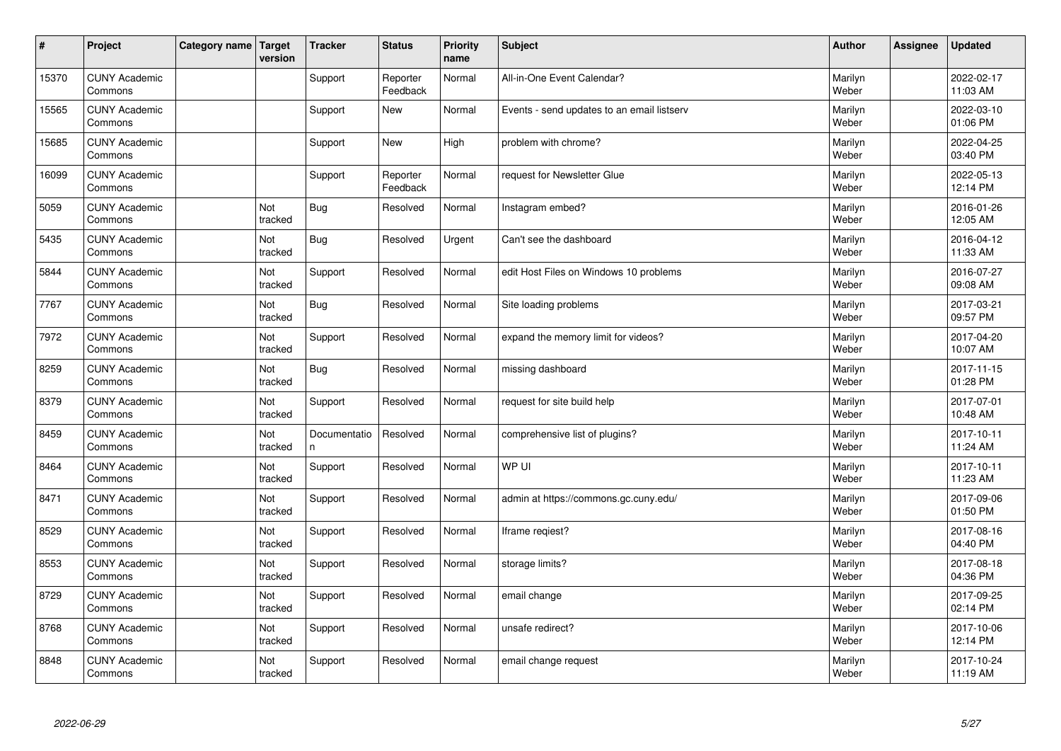| # | Project | Category name | Target version | Tracker | Status | Priority name | Subject | Author | Assignee | Updated |
|---|---|---|---|---|---|---|---|---|---|---|
| 15370 | CUNY Academic Commons | | | Support | Reporter Feedback | Normal | All-in-One Event Calendar? | Marilyn Weber | | 2022-02-17 11:03 AM |
| 15565 | CUNY Academic Commons | | | Support | New | Normal | Events - send updates to an email listserv | Marilyn Weber | | 2022-03-10 01:06 PM |
| 15685 | CUNY Academic Commons | | | Support | New | High | problem with chrome? | Marilyn Weber | | 2022-04-25 03:40 PM |
| 16099 | CUNY Academic Commons | | | Support | Reporter Feedback | Normal | request for Newsletter Glue | Marilyn Weber | | 2022-05-13 12:14 PM |
| 5059 | CUNY Academic Commons | | Not tracked | Bug | Resolved | Normal | Instagram embed? | Marilyn Weber | | 2016-01-26 12:05 AM |
| 5435 | CUNY Academic Commons | | Not tracked | Bug | Resolved | Urgent | Can't see the dashboard | Marilyn Weber | | 2016-04-12 11:33 AM |
| 5844 | CUNY Academic Commons | | Not tracked | Support | Resolved | Normal | edit Host Files on Windows 10 problems | Marilyn Weber | | 2016-07-27 09:08 AM |
| 7767 | CUNY Academic Commons | | Not tracked | Bug | Resolved | Normal | Site loading problems | Marilyn Weber | | 2017-03-21 09:57 PM |
| 7972 | CUNY Academic Commons | | Not tracked | Support | Resolved | Normal | expand the memory limit for videos? | Marilyn Weber | | 2017-04-20 10:07 AM |
| 8259 | CUNY Academic Commons | | Not tracked | Bug | Resolved | Normal | missing dashboard | Marilyn Weber | | 2017-11-15 01:28 PM |
| 8379 | CUNY Academic Commons | | Not tracked | Support | Resolved | Normal | request for site build help | Marilyn Weber | | 2017-07-01 10:48 AM |
| 8459 | CUNY Academic Commons | | Not tracked | Documentation | Resolved | Normal | comprehensive list of plugins? | Marilyn Weber | | 2017-10-11 11:24 AM |
| 8464 | CUNY Academic Commons | | Not tracked | Support | Resolved | Normal | WP UI | Marilyn Weber | | 2017-10-11 11:23 AM |
| 8471 | CUNY Academic Commons | | Not tracked | Support | Resolved | Normal | admin at https://commons.gc.cuny.edu/ | Marilyn Weber | | 2017-09-06 01:50 PM |
| 8529 | CUNY Academic Commons | | Not tracked | Support | Resolved | Normal | Iframe reqiest? | Marilyn Weber | | 2017-08-16 04:40 PM |
| 8553 | CUNY Academic Commons | | Not tracked | Support | Resolved | Normal | storage limits? | Marilyn Weber | | 2017-08-18 04:36 PM |
| 8729 | CUNY Academic Commons | | Not tracked | Support | Resolved | Normal | email change | Marilyn Weber | | 2017-09-25 02:14 PM |
| 8768 | CUNY Academic Commons | | Not tracked | Support | Resolved | Normal | unsafe redirect? | Marilyn Weber | | 2017-10-06 12:14 PM |
| 8848 | CUNY Academic Commons | | Not tracked | Support | Resolved | Normal | email change request | Marilyn Weber | | 2017-10-24 11:19 AM |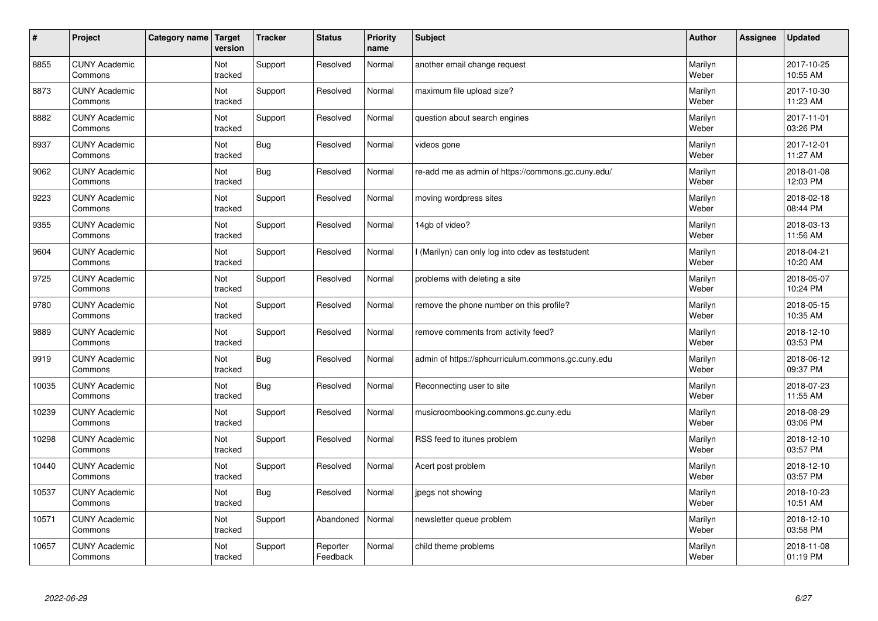| # | Project | Category name | Target version | Tracker | Status | Priority name | Subject | Author | Assignee | Updated |
|---|---|---|---|---|---|---|---|---|---|---|
| 8855 | CUNY Academic Commons | | Not tracked | Support | Resolved | Normal | another email change request | Marilyn Weber | | 2017-10-25 10:55 AM |
| 8873 | CUNY Academic Commons | | Not tracked | Support | Resolved | Normal | maximum file upload size? | Marilyn Weber | | 2017-10-30 11:23 AM |
| 8882 | CUNY Academic Commons | | Not tracked | Support | Resolved | Normal | question about search engines | Marilyn Weber | | 2017-11-01 03:26 PM |
| 8937 | CUNY Academic Commons | | Not tracked | Bug | Resolved | Normal | videos gone | Marilyn Weber | | 2017-12-01 11:27 AM |
| 9062 | CUNY Academic Commons | | Not tracked | Bug | Resolved | Normal | re-add me as admin of https://commons.gc.cuny.edu/ | Marilyn Weber | | 2018-01-08 12:03 PM |
| 9223 | CUNY Academic Commons | | Not tracked | Support | Resolved | Normal | moving wordpress sites | Marilyn Weber | | 2018-02-18 08:44 PM |
| 9355 | CUNY Academic Commons | | Not tracked | Support | Resolved | Normal | 14gb of video? | Marilyn Weber | | 2018-03-13 11:56 AM |
| 9604 | CUNY Academic Commons | | Not tracked | Support | Resolved | Normal | I (Marilyn) can only log into cdev as teststudent | Marilyn Weber | | 2018-04-21 10:20 AM |
| 9725 | CUNY Academic Commons | | Not tracked | Support | Resolved | Normal | problems with deleting a site | Marilyn Weber | | 2018-05-07 10:24 PM |
| 9780 | CUNY Academic Commons | | Not tracked | Support | Resolved | Normal | remove the phone number on this profile? | Marilyn Weber | | 2018-05-15 10:35 AM |
| 9889 | CUNY Academic Commons | | Not tracked | Support | Resolved | Normal | remove comments from activity feed? | Marilyn Weber | | 2018-12-10 03:53 PM |
| 9919 | CUNY Academic Commons | | Not tracked | Bug | Resolved | Normal | admin of https://sphcurriculum.commons.gc.cuny.edu | Marilyn Weber | | 2018-06-12 09:37 PM |
| 10035 | CUNY Academic Commons | | Not tracked | Bug | Resolved | Normal | Reconnecting user to site | Marilyn Weber | | 2018-07-23 11:55 AM |
| 10239 | CUNY Academic Commons | | Not tracked | Support | Resolved | Normal | musicroombooking.commons.gc.cuny.edu | Marilyn Weber | | 2018-08-29 03:06 PM |
| 10298 | CUNY Academic Commons | | Not tracked | Support | Resolved | Normal | RSS feed to itunes problem | Marilyn Weber | | 2018-12-10 03:57 PM |
| 10440 | CUNY Academic Commons | | Not tracked | Support | Resolved | Normal | Acert post problem | Marilyn Weber | | 2018-12-10 03:57 PM |
| 10537 | CUNY Academic Commons | | Not tracked | Bug | Resolved | Normal | jpegs not showing | Marilyn Weber | | 2018-10-23 10:51 AM |
| 10571 | CUNY Academic Commons | | Not tracked | Support | Abandoned | Normal | newsletter queue problem | Marilyn Weber | | 2018-12-10 03:58 PM |
| 10657 | CUNY Academic Commons | | Not tracked | Support | Reporter Feedback | Normal | child theme problems | Marilyn Weber | | 2018-11-08 01:19 PM |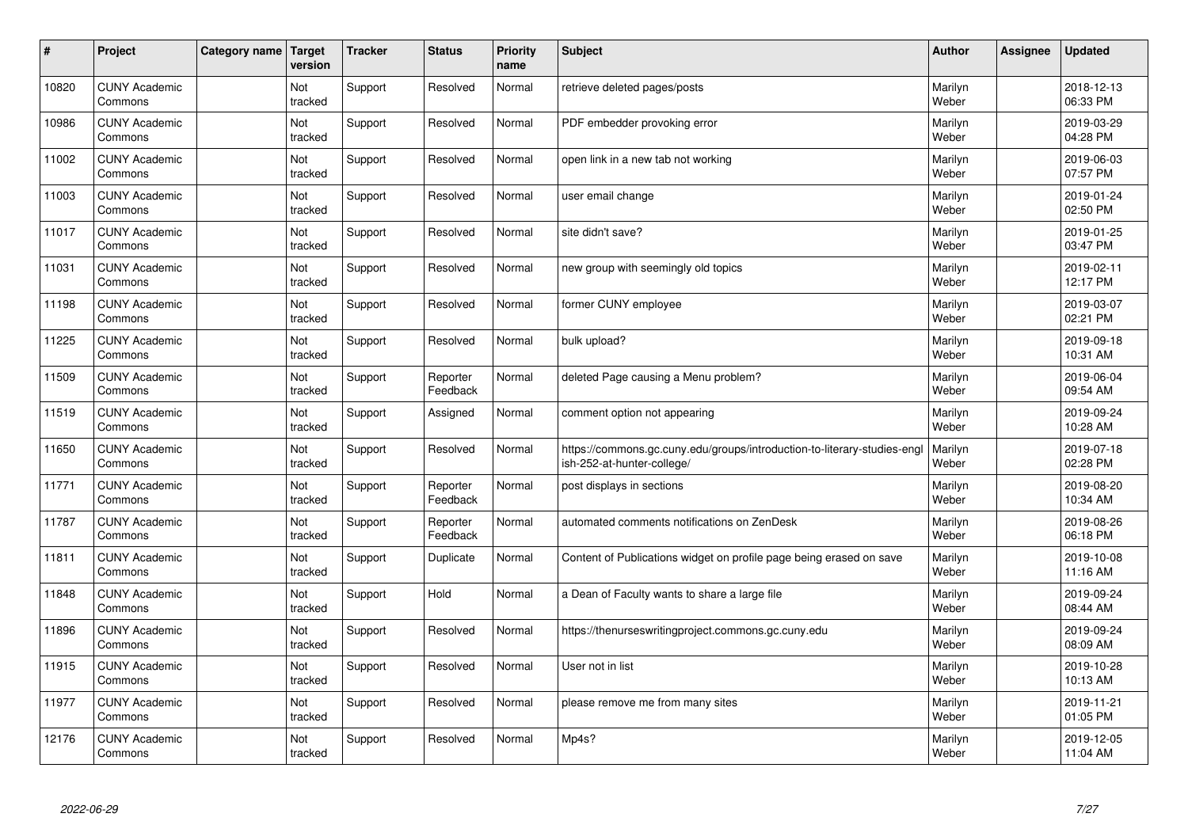| # | Project | Category name | Target version | Tracker | Status | Priority name | Subject | Author | Assignee | Updated |
|---|---|---|---|---|---|---|---|---|---|---|
| 10820 | CUNY Academic Commons | | Not tracked | Support | Resolved | Normal | retrieve deleted pages/posts | Marilyn Weber | | 2018-12-13 06:33 PM |
| 10986 | CUNY Academic Commons | | Not tracked | Support | Resolved | Normal | PDF embedder provoking error | Marilyn Weber | | 2019-03-29 04:28 PM |
| 11002 | CUNY Academic Commons | | Not tracked | Support | Resolved | Normal | open link in a new tab not working | Marilyn Weber | | 2019-06-03 07:57 PM |
| 11003 | CUNY Academic Commons | | Not tracked | Support | Resolved | Normal | user email change | Marilyn Weber | | 2019-01-24 02:50 PM |
| 11017 | CUNY Academic Commons | | Not tracked | Support | Resolved | Normal | site didn't save? | Marilyn Weber | | 2019-01-25 03:47 PM |
| 11031 | CUNY Academic Commons | | Not tracked | Support | Resolved | Normal | new group with seemingly old topics | Marilyn Weber | | 2019-02-11 12:17 PM |
| 11198 | CUNY Academic Commons | | Not tracked | Support | Resolved | Normal | former CUNY employee | Marilyn Weber | | 2019-03-07 02:21 PM |
| 11225 | CUNY Academic Commons | | Not tracked | Support | Resolved | Normal | bulk upload? | Marilyn Weber | | 2019-09-18 10:31 AM |
| 11509 | CUNY Academic Commons | | Not tracked | Support | Reporter Feedback | Normal | deleted Page causing a Menu problem? | Marilyn Weber | | 2019-06-04 09:54 AM |
| 11519 | CUNY Academic Commons | | Not tracked | Support | Assigned | Normal | comment option not appearing | Marilyn Weber | | 2019-09-24 10:28 AM |
| 11650 | CUNY Academic Commons | | Not tracked | Support | Resolved | Normal | https://commons.gc.cuny.edu/groups/introduction-to-literary-studies-english-252-at-hunter-college/ | Marilyn Weber | | 2019-07-18 02:28 PM |
| 11771 | CUNY Academic Commons | | Not tracked | Support | Reporter Feedback | Normal | post displays in sections | Marilyn Weber | | 2019-08-20 10:34 AM |
| 11787 | CUNY Academic Commons | | Not tracked | Support | Reporter Feedback | Normal | automated comments notifications on ZenDesk | Marilyn Weber | | 2019-08-26 06:18 PM |
| 11811 | CUNY Academic Commons | | Not tracked | Support | Duplicate | Normal | Content of Publications widget on profile page being erased on save | Marilyn Weber | | 2019-10-08 11:16 AM |
| 11848 | CUNY Academic Commons | | Not tracked | Support | Hold | Normal | a Dean of Faculty wants to share a large file | Marilyn Weber | | 2019-09-24 08:44 AM |
| 11896 | CUNY Academic Commons | | Not tracked | Support | Resolved | Normal | https://thenurseswritingproject.commons.gc.cuny.edu | Marilyn Weber | | 2019-09-24 08:09 AM |
| 11915 | CUNY Academic Commons | | Not tracked | Support | Resolved | Normal | User not in list | Marilyn Weber | | 2019-10-28 10:13 AM |
| 11977 | CUNY Academic Commons | | Not tracked | Support | Resolved | Normal | please remove me from many sites | Marilyn Weber | | 2019-11-21 01:05 PM |
| 12176 | CUNY Academic Commons | | Not tracked | Support | Resolved | Normal | Mp4s? | Marilyn Weber | | 2019-12-05 11:04 AM |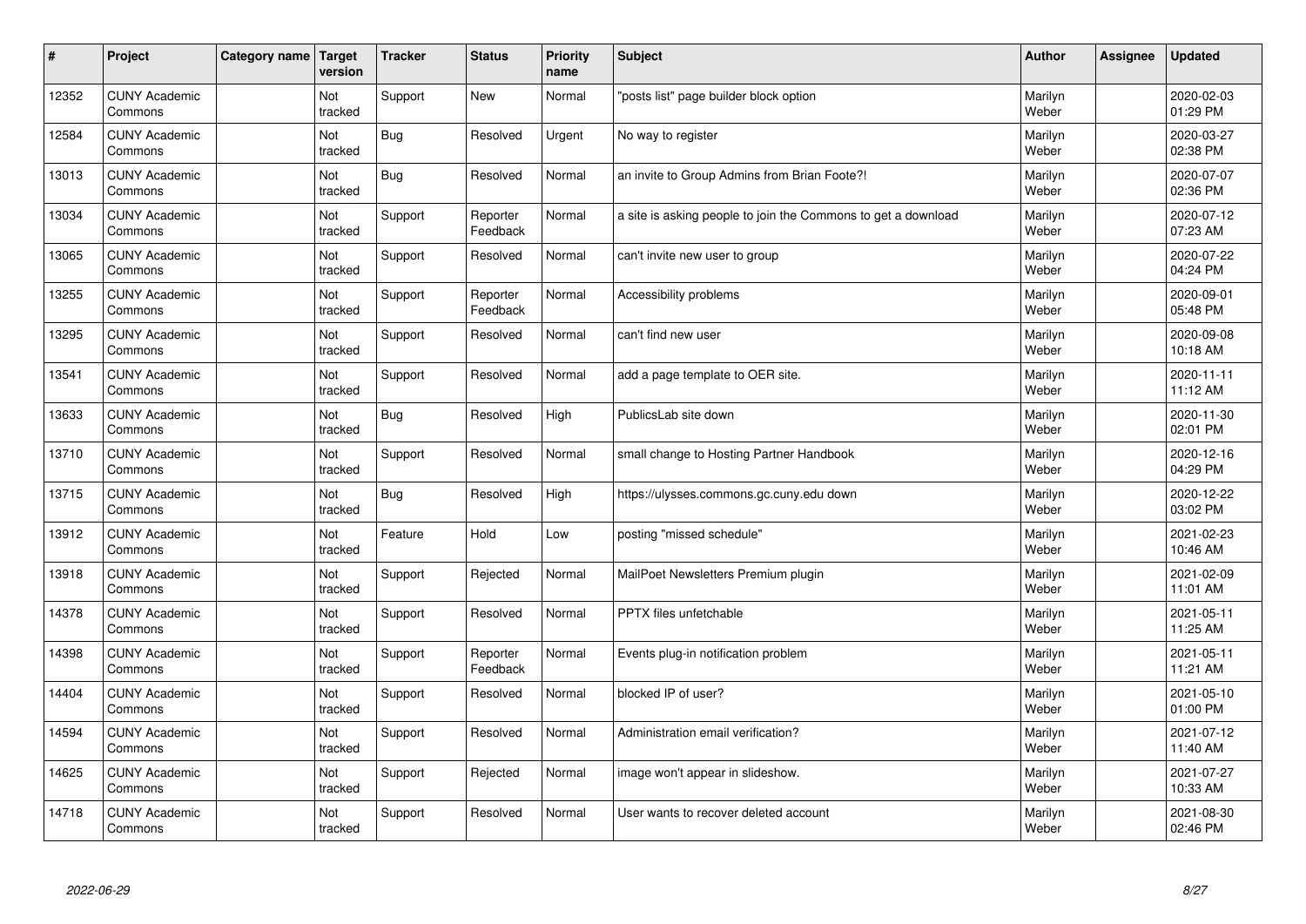| # | Project | Category name | Target version | Tracker | Status | Priority name | Subject | Author | Assignee | Updated |
|---|---|---|---|---|---|---|---|---|---|---|
| 12352 | CUNY Academic Commons | | Not tracked | Support | New | Normal | "posts list" page builder block option | Marilyn Weber | | 2020-02-03 01:29 PM |
| 12584 | CUNY Academic Commons | | Not tracked | Bug | Resolved | Urgent | No way to register | Marilyn Weber | | 2020-03-27 02:38 PM |
| 13013 | CUNY Academic Commons | | Not tracked | Bug | Resolved | Normal | an invite to Group Admins from Brian Foote?! | Marilyn Weber | | 2020-07-07 02:36 PM |
| 13034 | CUNY Academic Commons | | Not tracked | Support | Reporter Feedback | Normal | a site is asking people to join the Commons to get a download | Marilyn Weber | | 2020-07-12 07:23 AM |
| 13065 | CUNY Academic Commons | | Not tracked | Support | Resolved | Normal | can't invite new user to group | Marilyn Weber | | 2020-07-22 04:24 PM |
| 13255 | CUNY Academic Commons | | Not tracked | Support | Reporter Feedback | Normal | Accessibility problems | Marilyn Weber | | 2020-09-01 05:48 PM |
| 13295 | CUNY Academic Commons | | Not tracked | Support | Resolved | Normal | can't find new user | Marilyn Weber | | 2020-09-08 10:18 AM |
| 13541 | CUNY Academic Commons | | Not tracked | Support | Resolved | Normal | add a page template to OER site. | Marilyn Weber | | 2020-11-11 11:12 AM |
| 13633 | CUNY Academic Commons | | Not tracked | Bug | Resolved | High | PublicsLab site down | Marilyn Weber | | 2020-11-30 02:01 PM |
| 13710 | CUNY Academic Commons | | Not tracked | Support | Resolved | Normal | small change to Hosting Partner Handbook | Marilyn Weber | | 2020-12-16 04:29 PM |
| 13715 | CUNY Academic Commons | | Not tracked | Bug | Resolved | High | https://ulysses.commons.gc.cuny.edu down | Marilyn Weber | | 2020-12-22 03:02 PM |
| 13912 | CUNY Academic Commons | | Not tracked | Feature | Hold | Low | posting "missed schedule" | Marilyn Weber | | 2021-02-23 10:46 AM |
| 13918 | CUNY Academic Commons | | Not tracked | Support | Rejected | Normal | MailPoet Newsletters Premium plugin | Marilyn Weber | | 2021-02-09 11:01 AM |
| 14378 | CUNY Academic Commons | | Not tracked | Support | Resolved | Normal | PPTX files unfetchable | Marilyn Weber | | 2021-05-11 11:25 AM |
| 14398 | CUNY Academic Commons | | Not tracked | Support | Reporter Feedback | Normal | Events plug-in notification problem | Marilyn Weber | | 2021-05-11 11:21 AM |
| 14404 | CUNY Academic Commons | | Not tracked | Support | Resolved | Normal | blocked IP of user? | Marilyn Weber | | 2021-05-10 01:00 PM |
| 14594 | CUNY Academic Commons | | Not tracked | Support | Resolved | Normal | Administration email verification? | Marilyn Weber | | 2021-07-12 11:40 AM |
| 14625 | CUNY Academic Commons | | Not tracked | Support | Rejected | Normal | image won't appear in slideshow. | Marilyn Weber | | 2021-07-27 10:33 AM |
| 14718 | CUNY Academic Commons | | Not tracked | Support | Resolved | Normal | User wants to recover deleted account | Marilyn Weber | | 2021-08-30 02:46 PM |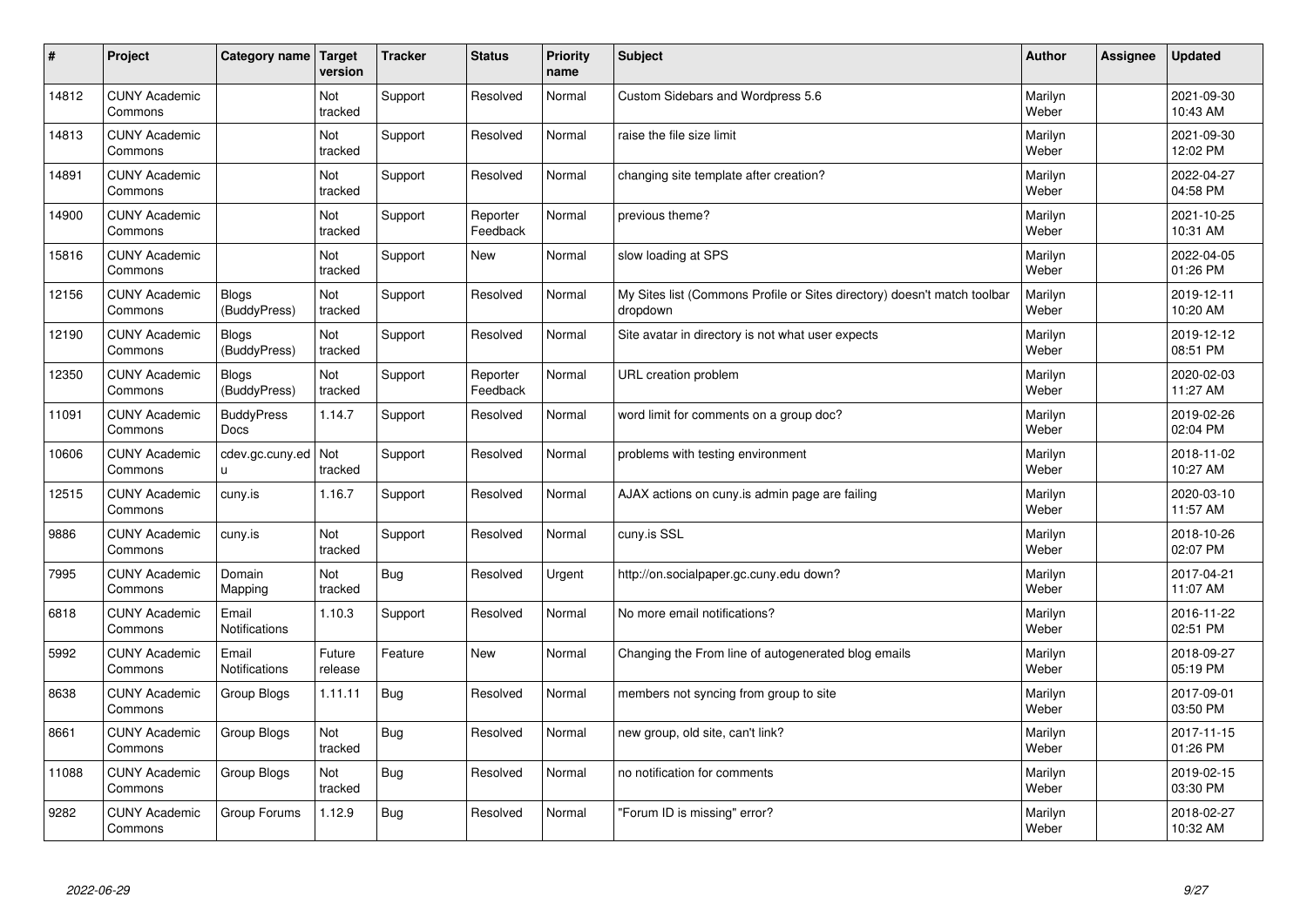| # | Project | Category name | Target version | Tracker | Status | Priority name | Subject | Author | Assignee | Updated |
|---|---|---|---|---|---|---|---|---|---|---|
| 14812 | CUNY Academic Commons | | Not tracked | Support | Resolved | Normal | Custom Sidebars and Wordpress 5.6 | Marilyn Weber | | 2021-09-30 10:43 AM |
| 14813 | CUNY Academic Commons | | Not tracked | Support | Resolved | Normal | raise the file size limit | Marilyn Weber | | 2021-09-30 12:02 PM |
| 14891 | CUNY Academic Commons | | Not tracked | Support | Resolved | Normal | changing site template after creation? | Marilyn Weber | | 2022-04-27 04:58 PM |
| 14900 | CUNY Academic Commons | | Not tracked | Support | Reporter Feedback | Normal | previous theme? | Marilyn Weber | | 2021-10-25 10:31 AM |
| 15816 | CUNY Academic Commons | | Not tracked | Support | New | Normal | slow loading at SPS | Marilyn Weber | | 2022-04-05 01:26 PM |
| 12156 | CUNY Academic Commons | Blogs (BuddyPress) | Not tracked | Support | Resolved | Normal | My Sites list (Commons Profile or Sites directory) doesn't match toolbar dropdown | Marilyn Weber | | 2019-12-11 10:20 AM |
| 12190 | CUNY Academic Commons | Blogs (BuddyPress) | Not tracked | Support | Resolved | Normal | Site avatar in directory is not what user expects | Marilyn Weber | | 2019-12-12 08:51 PM |
| 12350 | CUNY Academic Commons | Blogs (BuddyPress) | Not tracked | Support | Reporter Feedback | Normal | URL creation problem | Marilyn Weber | | 2020-02-03 11:27 AM |
| 11091 | CUNY Academic Commons | BuddyPress Docs | 1.14.7 | Support | Resolved | Normal | word limit for comments on a group doc? | Marilyn Weber | | 2019-02-26 02:04 PM |
| 10606 | CUNY Academic Commons | cdev.gc.cuny.edu | Not tracked | Support | Resolved | Normal | problems with testing environment | Marilyn Weber | | 2018-11-02 10:27 AM |
| 12515 | CUNY Academic Commons | cuny.is | 1.16.7 | Support | Resolved | Normal | AJAX actions on cuny.is admin page are failing | Marilyn Weber | | 2020-03-10 11:57 AM |
| 9886 | CUNY Academic Commons | cuny.is | Not tracked | Support | Resolved | Normal | cuny.is SSL | Marilyn Weber | | 2018-10-26 02:07 PM |
| 7995 | CUNY Academic Commons | Domain Mapping | Not tracked | Bug | Resolved | Urgent | http://on.socialpaper.gc.cuny.edu down? | Marilyn Weber | | 2017-04-21 11:07 AM |
| 6818 | CUNY Academic Commons | Email Notifications | 1.10.3 | Support | Resolved | Normal | No more email notifications? | Marilyn Weber | | 2016-11-22 02:51 PM |
| 5992 | CUNY Academic Commons | Email Notifications | Future release | Feature | New | Normal | Changing the From line of autogenerated blog emails | Marilyn Weber | | 2018-09-27 05:19 PM |
| 8638 | CUNY Academic Commons | Group Blogs | 1.11.11 | Bug | Resolved | Normal | members not syncing from group to site | Marilyn Weber | | 2017-09-01 03:50 PM |
| 8661 | CUNY Academic Commons | Group Blogs | Not tracked | Bug | Resolved | Normal | new group, old site, can't link? | Marilyn Weber | | 2017-11-15 01:26 PM |
| 11088 | CUNY Academic Commons | Group Blogs | Not tracked | Bug | Resolved | Normal | no notification for comments | Marilyn Weber | | 2019-02-15 03:30 PM |
| 9282 | CUNY Academic Commons | Group Forums | 1.12.9 | Bug | Resolved | Normal | "Forum ID is missing" error? | Marilyn Weber | | 2018-02-27 10:32 AM |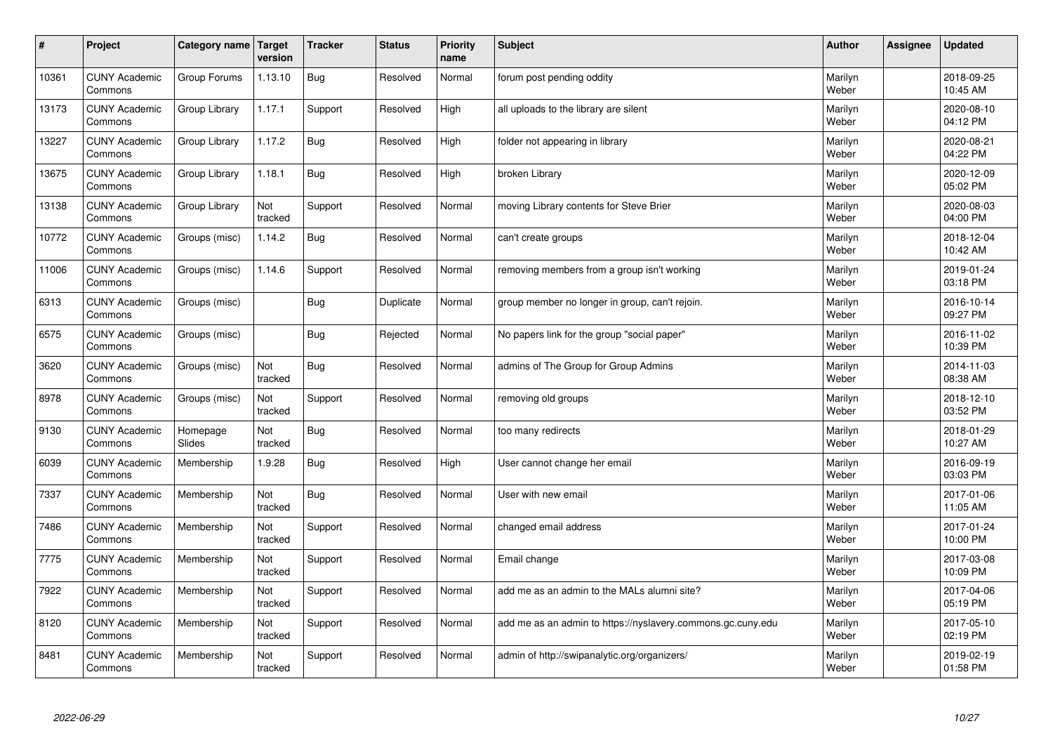| # | Project | Category name | Target version | Tracker | Status | Priority name | Subject | Author | Assignee | Updated |
|---|---|---|---|---|---|---|---|---|---|---|
| 10361 | CUNY Academic Commons | Group Forums | 1.13.10 | Bug | Resolved | Normal | forum post pending oddity | Marilyn Weber | | 2018-09-25 10:45 AM |
| 13173 | CUNY Academic Commons | Group Library | 1.17.1 | Support | Resolved | High | all uploads to the library are silent | Marilyn Weber | | 2020-08-10 04:12 PM |
| 13227 | CUNY Academic Commons | Group Library | 1.17.2 | Bug | Resolved | High | folder not appearing in library | Marilyn Weber | | 2020-08-21 04:22 PM |
| 13675 | CUNY Academic Commons | Group Library | 1.18.1 | Bug | Resolved | High | broken Library | Marilyn Weber | | 2020-12-09 05:02 PM |
| 13138 | CUNY Academic Commons | Group Library | Not tracked | Support | Resolved | Normal | moving Library contents for Steve Brier | Marilyn Weber | | 2020-08-03 04:00 PM |
| 10772 | CUNY Academic Commons | Groups (misc) | 1.14.2 | Bug | Resolved | Normal | can't create groups | Marilyn Weber | | 2018-12-04 10:42 AM |
| 11006 | CUNY Academic Commons | Groups (misc) | 1.14.6 | Support | Resolved | Normal | removing members from a group isn't working | Marilyn Weber | | 2019-01-24 03:18 PM |
| 6313 | CUNY Academic Commons | Groups (misc) | | Bug | Duplicate | Normal | group member no longer in group, can't rejoin. | Marilyn Weber | | 2016-10-14 09:27 PM |
| 6575 | CUNY Academic Commons | Groups (misc) | | Bug | Rejected | Normal | No papers link for the group "social paper" | Marilyn Weber | | 2016-11-02 10:39 PM |
| 3620 | CUNY Academic Commons | Groups (misc) | Not tracked | Bug | Resolved | Normal | admins of The Group for Group Admins | Marilyn Weber | | 2014-11-03 08:38 AM |
| 8978 | CUNY Academic Commons | Groups (misc) | Not tracked | Support | Resolved | Normal | removing old groups | Marilyn Weber | | 2018-12-10 03:52 PM |
| 9130 | CUNY Academic Commons | Homepage Slides | Not tracked | Bug | Resolved | Normal | too many redirects | Marilyn Weber | | 2018-01-29 10:27 AM |
| 6039 | CUNY Academic Commons | Membership | 1.9.28 | Bug | Resolved | High | User cannot change her email | Marilyn Weber | | 2016-09-19 03:03 PM |
| 7337 | CUNY Academic Commons | Membership | Not tracked | Bug | Resolved | Normal | User with new email | Marilyn Weber | | 2017-01-06 11:05 AM |
| 7486 | CUNY Academic Commons | Membership | Not tracked | Support | Resolved | Normal | changed email address | Marilyn Weber | | 2017-01-24 10:00 PM |
| 7775 | CUNY Academic Commons | Membership | Not tracked | Support | Resolved | Normal | Email change | Marilyn Weber | | 2017-03-08 10:09 PM |
| 7922 | CUNY Academic Commons | Membership | Not tracked | Support | Resolved | Normal | add me as an admin to the MALs alumni site? | Marilyn Weber | | 2017-04-06 05:19 PM |
| 8120 | CUNY Academic Commons | Membership | Not tracked | Support | Resolved | Normal | add me as an admin to https://nyslavery.commons.gc.cuny.edu | Marilyn Weber | | 2017-05-10 02:19 PM |
| 8481 | CUNY Academic Commons | Membership | Not tracked | Support | Resolved | Normal | admin of http://swipanalytic.org/organizers/ | Marilyn Weber | | 2019-02-19 01:58 PM |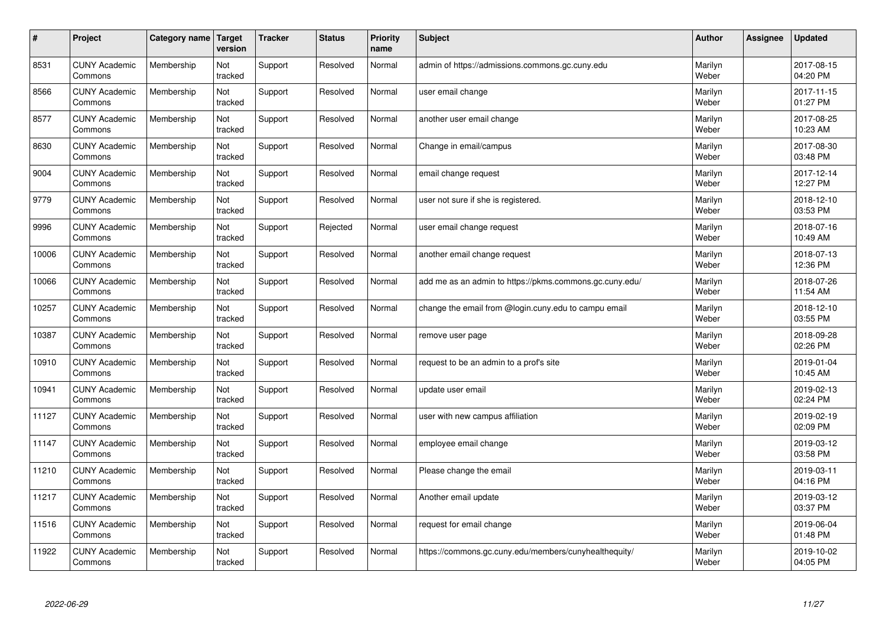| # | Project | Category name | Target version | Tracker | Status | Priority name | Subject | Author | Assignee | Updated |
|---|---|---|---|---|---|---|---|---|---|---|
| 8531 | CUNY Academic Commons | Membership | Not tracked | Support | Resolved | Normal | admin of https://admissions.commons.gc.cuny.edu | Marilyn Weber | | 2017-08-15 04:20 PM |
| 8566 | CUNY Academic Commons | Membership | Not tracked | Support | Resolved | Normal | user email change | Marilyn Weber | | 2017-11-15 01:27 PM |
| 8577 | CUNY Academic Commons | Membership | Not tracked | Support | Resolved | Normal | another user email change | Marilyn Weber | | 2017-08-25 10:23 AM |
| 8630 | CUNY Academic Commons | Membership | Not tracked | Support | Resolved | Normal | Change in email/campus | Marilyn Weber | | 2017-08-30 03:48 PM |
| 9004 | CUNY Academic Commons | Membership | Not tracked | Support | Resolved | Normal | email change request | Marilyn Weber | | 2017-12-14 12:27 PM |
| 9779 | CUNY Academic Commons | Membership | Not tracked | Support | Resolved | Normal | user not sure if she is registered. | Marilyn Weber | | 2018-12-10 03:53 PM |
| 9996 | CUNY Academic Commons | Membership | Not tracked | Support | Rejected | Normal | user email change request | Marilyn Weber | | 2018-07-16 10:49 AM |
| 10006 | CUNY Academic Commons | Membership | Not tracked | Support | Resolved | Normal | another email change request | Marilyn Weber | | 2018-07-13 12:36 PM |
| 10066 | CUNY Academic Commons | Membership | Not tracked | Support | Resolved | Normal | add me as an admin to https://pkms.commons.gc.cuny.edu/ | Marilyn Weber | | 2018-07-26 11:54 AM |
| 10257 | CUNY Academic Commons | Membership | Not tracked | Support | Resolved | Normal | change the email from @login.cuny.edu to campu email | Marilyn Weber | | 2018-12-10 03:55 PM |
| 10387 | CUNY Academic Commons | Membership | Not tracked | Support | Resolved | Normal | remove user page | Marilyn Weber | | 2018-09-28 02:26 PM |
| 10910 | CUNY Academic Commons | Membership | Not tracked | Support | Resolved | Normal | request to be an admin to a prof's site | Marilyn Weber | | 2019-01-04 10:45 AM |
| 10941 | CUNY Academic Commons | Membership | Not tracked | Support | Resolved | Normal | update user email | Marilyn Weber | | 2019-02-13 02:24 PM |
| 11127 | CUNY Academic Commons | Membership | Not tracked | Support | Resolved | Normal | user with new campus affiliation | Marilyn Weber | | 2019-02-19 02:09 PM |
| 11147 | CUNY Academic Commons | Membership | Not tracked | Support | Resolved | Normal | employee email change | Marilyn Weber | | 2019-03-12 03:58 PM |
| 11210 | CUNY Academic Commons | Membership | Not tracked | Support | Resolved | Normal | Please change the email | Marilyn Weber | | 2019-03-11 04:16 PM |
| 11217 | CUNY Academic Commons | Membership | Not tracked | Support | Resolved | Normal | Another email update | Marilyn Weber | | 2019-03-12 03:37 PM |
| 11516 | CUNY Academic Commons | Membership | Not tracked | Support | Resolved | Normal | request for email change | Marilyn Weber | | 2019-06-04 01:48 PM |
| 11922 | CUNY Academic Commons | Membership | Not tracked | Support | Resolved | Normal | https://commons.gc.cuny.edu/members/cunyhealthequity/ | Marilyn Weber | | 2019-10-02 04:05 PM |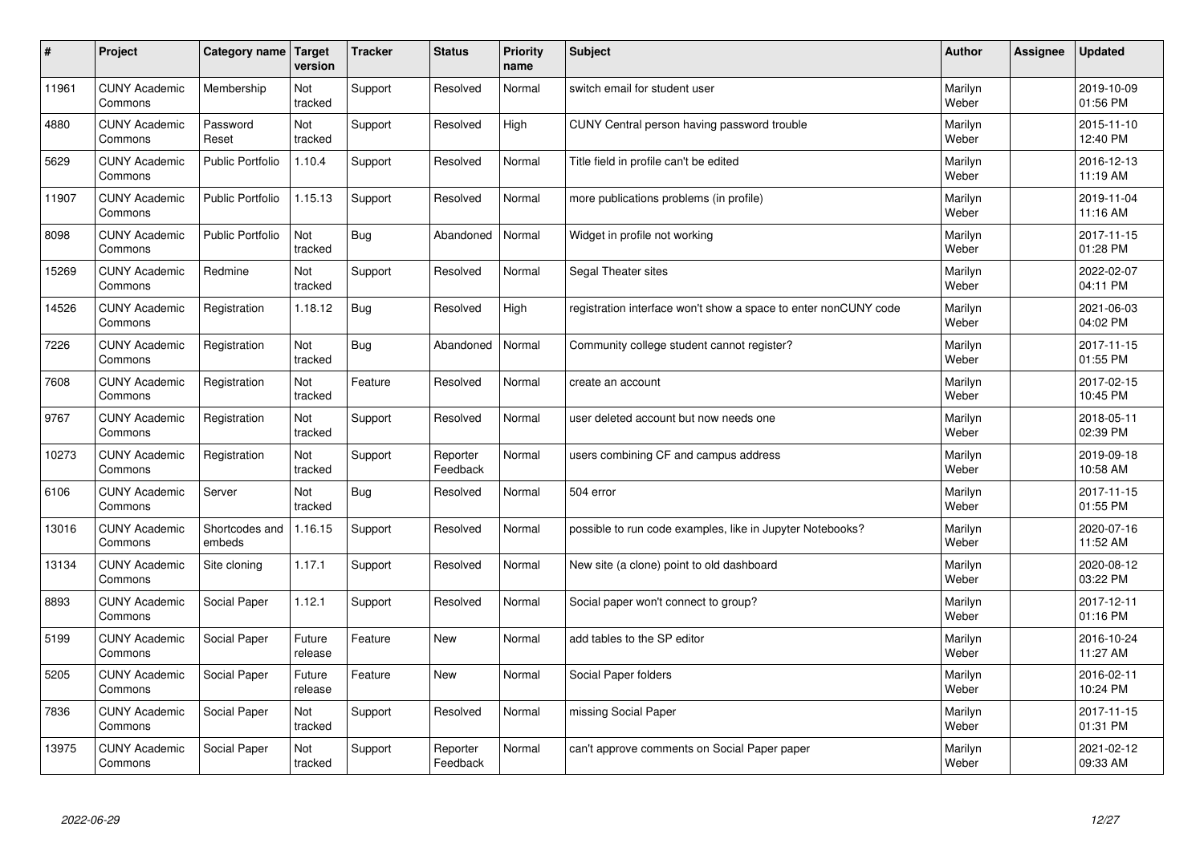| # | Project | Category name | Target version | Tracker | Status | Priority name | Subject | Author | Assignee | Updated |
|---|---|---|---|---|---|---|---|---|---|---|
| 11961 | CUNY Academic Commons | Membership | Not tracked | Support | Resolved | Normal | switch email for student user | Marilyn Weber | | 2019-10-09 01:56 PM |
| 4880 | CUNY Academic Commons | Password Reset | Not tracked | Support | Resolved | High | CUNY Central person having password trouble | Marilyn Weber | | 2015-11-10 12:40 PM |
| 5629 | CUNY Academic Commons | Public Portfolio | 1.10.4 | Support | Resolved | Normal | Title field in profile can't be edited | Marilyn Weber | | 2016-12-13 11:19 AM |
| 11907 | CUNY Academic Commons | Public Portfolio | 1.15.13 | Support | Resolved | Normal | more publications problems (in profile) | Marilyn Weber | | 2019-11-04 11:16 AM |
| 8098 | CUNY Academic Commons | Public Portfolio | Not tracked | Bug | Abandoned | Normal | Widget in profile not working | Marilyn Weber | | 2017-11-15 01:28 PM |
| 15269 | CUNY Academic Commons | Redmine | Not tracked | Support | Resolved | Normal | Segal Theater sites | Marilyn Weber | | 2022-02-07 04:11 PM |
| 14526 | CUNY Academic Commons | Registration | 1.18.12 | Bug | Resolved | High | registration interface won't show a space to enter nonCUNY code | Marilyn Weber | | 2021-06-03 04:02 PM |
| 7226 | CUNY Academic Commons | Registration | Not tracked | Bug | Abandoned | Normal | Community college student cannot register? | Marilyn Weber | | 2017-11-15 01:55 PM |
| 7608 | CUNY Academic Commons | Registration | Not tracked | Feature | Resolved | Normal | create an account | Marilyn Weber | | 2017-02-15 10:45 PM |
| 9767 | CUNY Academic Commons | Registration | Not tracked | Support | Resolved | Normal | user deleted account but now needs one | Marilyn Weber | | 2018-05-11 02:39 PM |
| 10273 | CUNY Academic Commons | Registration | Not tracked | Support | Reporter Feedback | Normal | users combining CF and campus address | Marilyn Weber | | 2019-09-18 10:58 AM |
| 6106 | CUNY Academic Commons | Server | Not tracked | Bug | Resolved | Normal | 504 error | Marilyn Weber | | 2017-11-15 01:55 PM |
| 13016 | CUNY Academic Commons | Shortcodes and embeds | 1.16.15 | Support | Resolved | Normal | possible to run code examples, like in Jupyter Notebooks? | Marilyn Weber | | 2020-07-16 11:52 AM |
| 13134 | CUNY Academic Commons | Site cloning | 1.17.1 | Support | Resolved | Normal | New site (a clone) point to old dashboard | Marilyn Weber | | 2020-08-12 03:22 PM |
| 8893 | CUNY Academic Commons | Social Paper | 1.12.1 | Support | Resolved | Normal | Social paper won't connect to group? | Marilyn Weber | | 2017-12-11 01:16 PM |
| 5199 | CUNY Academic Commons | Social Paper | Future release | Feature | New | Normal | add tables to the SP editor | Marilyn Weber | | 2016-10-24 11:27 AM |
| 5205 | CUNY Academic Commons | Social Paper | Future release | Feature | New | Normal | Social Paper folders | Marilyn Weber | | 2016-02-11 10:24 PM |
| 7836 | CUNY Academic Commons | Social Paper | Not tracked | Support | Resolved | Normal | missing Social Paper | Marilyn Weber | | 2017-11-15 01:31 PM |
| 13975 | CUNY Academic Commons | Social Paper | Not tracked | Support | Reporter Feedback | Normal | can't approve comments on Social Paper paper | Marilyn Weber | | 2021-02-12 09:33 AM |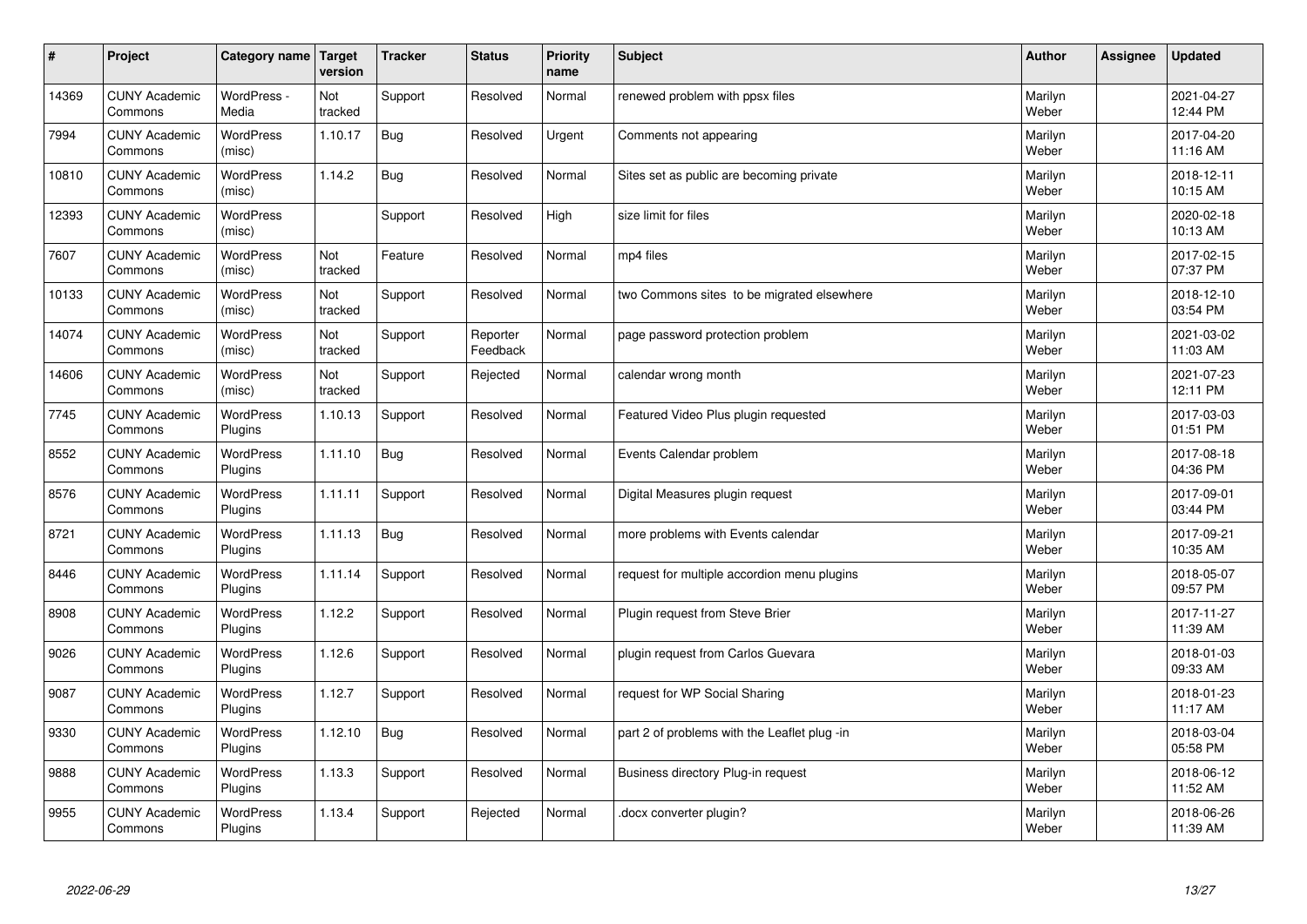| # | Project | Category name | Target version | Tracker | Status | Priority name | Subject | Author | Assignee | Updated |
|---|---|---|---|---|---|---|---|---|---|---|
| 14369 | CUNY Academic Commons | WordPress - Media | Not tracked | Support | Resolved | Normal | renewed problem with ppsx files | Marilyn Weber | | 2021-04-27 12:44 PM |
| 7994 | CUNY Academic Commons | WordPress (misc) | 1.10.17 | Bug | Resolved | Urgent | Comments not appearing | Marilyn Weber | | 2017-04-20 11:16 AM |
| 10810 | CUNY Academic Commons | WordPress (misc) | 1.14.2 | Bug | Resolved | Normal | Sites set as public are becoming private | Marilyn Weber | | 2018-12-11 10:15 AM |
| 12393 | CUNY Academic Commons | WordPress (misc) | | Support | Resolved | High | size limit for files | Marilyn Weber | | 2020-02-18 10:13 AM |
| 7607 | CUNY Academic Commons | WordPress (misc) | Not tracked | Feature | Resolved | Normal | mp4 files | Marilyn Weber | | 2017-02-15 07:37 PM |
| 10133 | CUNY Academic Commons | WordPress (misc) | Not tracked | Support | Resolved | Normal | two Commons sites to be migrated elsewhere | Marilyn Weber | | 2018-12-10 03:54 PM |
| 14074 | CUNY Academic Commons | WordPress (misc) | Not tracked | Support | Reporter Feedback | Normal | page password protection problem | Marilyn Weber | | 2021-03-02 11:03 AM |
| 14606 | CUNY Academic Commons | WordPress (misc) | Not tracked | Support | Rejected | Normal | calendar wrong month | Marilyn Weber | | 2021-07-23 12:11 PM |
| 7745 | CUNY Academic Commons | WordPress Plugins | 1.10.13 | Support | Resolved | Normal | Featured Video Plus plugin requested | Marilyn Weber | | 2017-03-03 01:51 PM |
| 8552 | CUNY Academic Commons | WordPress Plugins | 1.11.10 | Bug | Resolved | Normal | Events Calendar problem | Marilyn Weber | | 2017-08-18 04:36 PM |
| 8576 | CUNY Academic Commons | WordPress Plugins | 1.11.11 | Support | Resolved | Normal | Digital Measures plugin request | Marilyn Weber | | 2017-09-01 03:44 PM |
| 8721 | CUNY Academic Commons | WordPress Plugins | 1.11.13 | Bug | Resolved | Normal | more problems with Events calendar | Marilyn Weber | | 2017-09-21 10:35 AM |
| 8446 | CUNY Academic Commons | WordPress Plugins | 1.11.14 | Support | Resolved | Normal | request for multiple accordion menu plugins | Marilyn Weber | | 2018-05-07 09:57 PM |
| 8908 | CUNY Academic Commons | WordPress Plugins | 1.12.2 | Support | Resolved | Normal | Plugin request from Steve Brier | Marilyn Weber | | 2017-11-27 11:39 AM |
| 9026 | CUNY Academic Commons | WordPress Plugins | 1.12.6 | Support | Resolved | Normal | plugin request from Carlos Guevara | Marilyn Weber | | 2018-01-03 09:33 AM |
| 9087 | CUNY Academic Commons | WordPress Plugins | 1.12.7 | Support | Resolved | Normal | request for WP Social Sharing | Marilyn Weber | | 2018-01-23 11:17 AM |
| 9330 | CUNY Academic Commons | WordPress Plugins | 1.12.10 | Bug | Resolved | Normal | part 2 of problems with the Leaflet plug -in | Marilyn Weber | | 2018-03-04 05:58 PM |
| 9888 | CUNY Academic Commons | WordPress Plugins | 1.13.3 | Support | Resolved | Normal | Business directory Plug-in request | Marilyn Weber | | 2018-06-12 11:52 AM |
| 9955 | CUNY Academic Commons | WordPress Plugins | 1.13.4 | Support | Rejected | Normal | .docx converter plugin? | Marilyn Weber | | 2018-06-26 11:39 AM |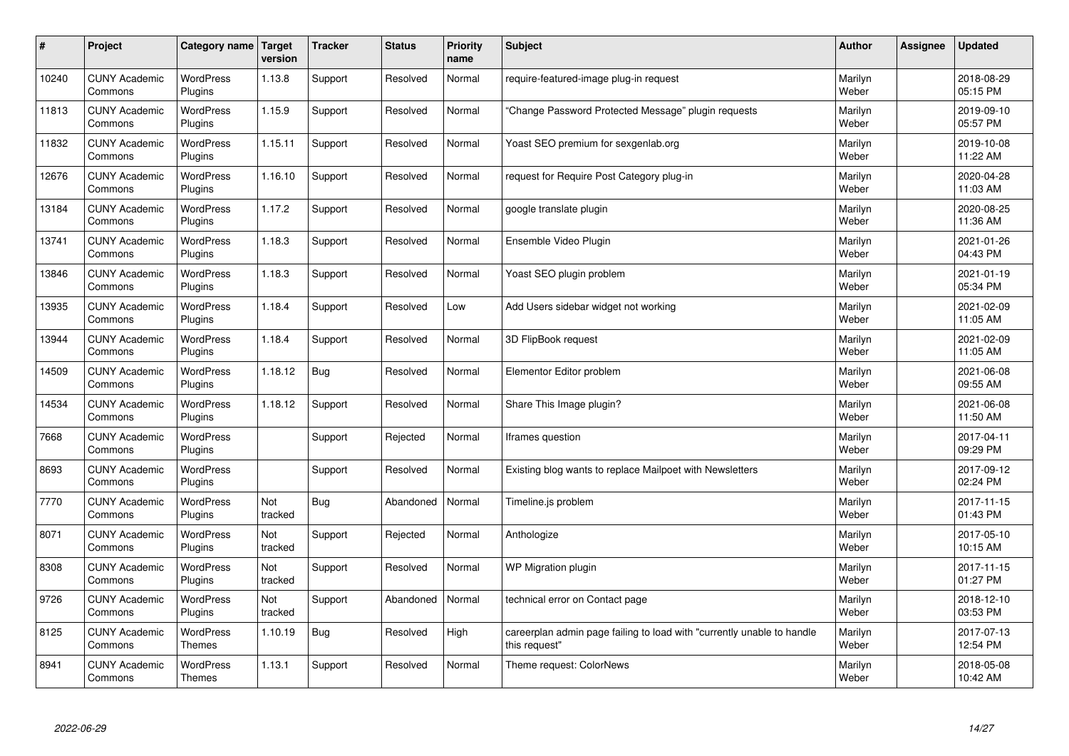| # | Project | Category name | Target version | Tracker | Status | Priority name | Subject | Author | Assignee | Updated |
|---|---|---|---|---|---|---|---|---|---|---|
| 10240 | CUNY Academic Commons | WordPress Plugins | 1.13.8 | Support | Resolved | Normal | require-featured-image plug-in request | Marilyn Weber | | 2018-08-29 05:15 PM |
| 11813 | CUNY Academic Commons | WordPress Plugins | 1.15.9 | Support | Resolved | Normal | "Change Password Protected Message" plugin requests | Marilyn Weber | | 2019-09-10 05:57 PM |
| 11832 | CUNY Academic Commons | WordPress Plugins | 1.15.11 | Support | Resolved | Normal | Yoast SEO premium for sexgenlab.org | Marilyn Weber | | 2019-10-08 11:22 AM |
| 12676 | CUNY Academic Commons | WordPress Plugins | 1.16.10 | Support | Resolved | Normal | request for Require Post Category plug-in | Marilyn Weber | | 2020-04-28 11:03 AM |
| 13184 | CUNY Academic Commons | WordPress Plugins | 1.17.2 | Support | Resolved | Normal | google translate plugin | Marilyn Weber | | 2020-08-25 11:36 AM |
| 13741 | CUNY Academic Commons | WordPress Plugins | 1.18.3 | Support | Resolved | Normal | Ensemble Video Plugin | Marilyn Weber | | 2021-01-26 04:43 PM |
| 13846 | CUNY Academic Commons | WordPress Plugins | 1.18.3 | Support | Resolved | Normal | Yoast SEO plugin problem | Marilyn Weber | | 2021-01-19 05:34 PM |
| 13935 | CUNY Academic Commons | WordPress Plugins | 1.18.4 | Support | Resolved | Low | Add Users sidebar widget not working | Marilyn Weber | | 2021-02-09 11:05 AM |
| 13944 | CUNY Academic Commons | WordPress Plugins | 1.18.4 | Support | Resolved | Normal | 3D FlipBook request | Marilyn Weber | | 2021-02-09 11:05 AM |
| 14509 | CUNY Academic Commons | WordPress Plugins | 1.18.12 | Bug | Resolved | Normal | Elementor Editor problem | Marilyn Weber | | 2021-06-08 09:55 AM |
| 14534 | CUNY Academic Commons | WordPress Plugins | 1.18.12 | Support | Resolved | Normal | Share This Image plugin? | Marilyn Weber | | 2021-06-08 11:50 AM |
| 7668 | CUNY Academic Commons | WordPress Plugins | | Support | Rejected | Normal | Iframes question | Marilyn Weber | | 2017-04-11 09:29 PM |
| 8693 | CUNY Academic Commons | WordPress Plugins | | Support | Resolved | Normal | Existing blog wants to replace Mailpoet with Newsletters | Marilyn Weber | | 2017-09-12 02:24 PM |
| 7770 | CUNY Academic Commons | WordPress Plugins | Not tracked | Bug | Abandoned | Normal | Timeline.js problem | Marilyn Weber | | 2017-11-15 01:43 PM |
| 8071 | CUNY Academic Commons | WordPress Plugins | Not tracked | Support | Rejected | Normal | Anthologize | Marilyn Weber | | 2017-05-10 10:15 AM |
| 8308 | CUNY Academic Commons | WordPress Plugins | Not tracked | Support | Resolved | Normal | WP Migration plugin | Marilyn Weber | | 2017-11-15 01:27 PM |
| 9726 | CUNY Academic Commons | WordPress Plugins | Not tracked | Support | Abandoned | Normal | technical error on Contact page | Marilyn Weber | | 2018-12-10 03:53 PM |
| 8125 | CUNY Academic Commons | WordPress Themes | 1.10.19 | Bug | Resolved | High | careerplan admin page failing to load with "currently unable to handle this request" | Marilyn Weber | | 2017-07-13 12:54 PM |
| 8941 | CUNY Academic Commons | WordPress Themes | 1.13.1 | Support | Resolved | Normal | Theme request: ColorNews | Marilyn Weber | | 2018-05-08 10:42 AM |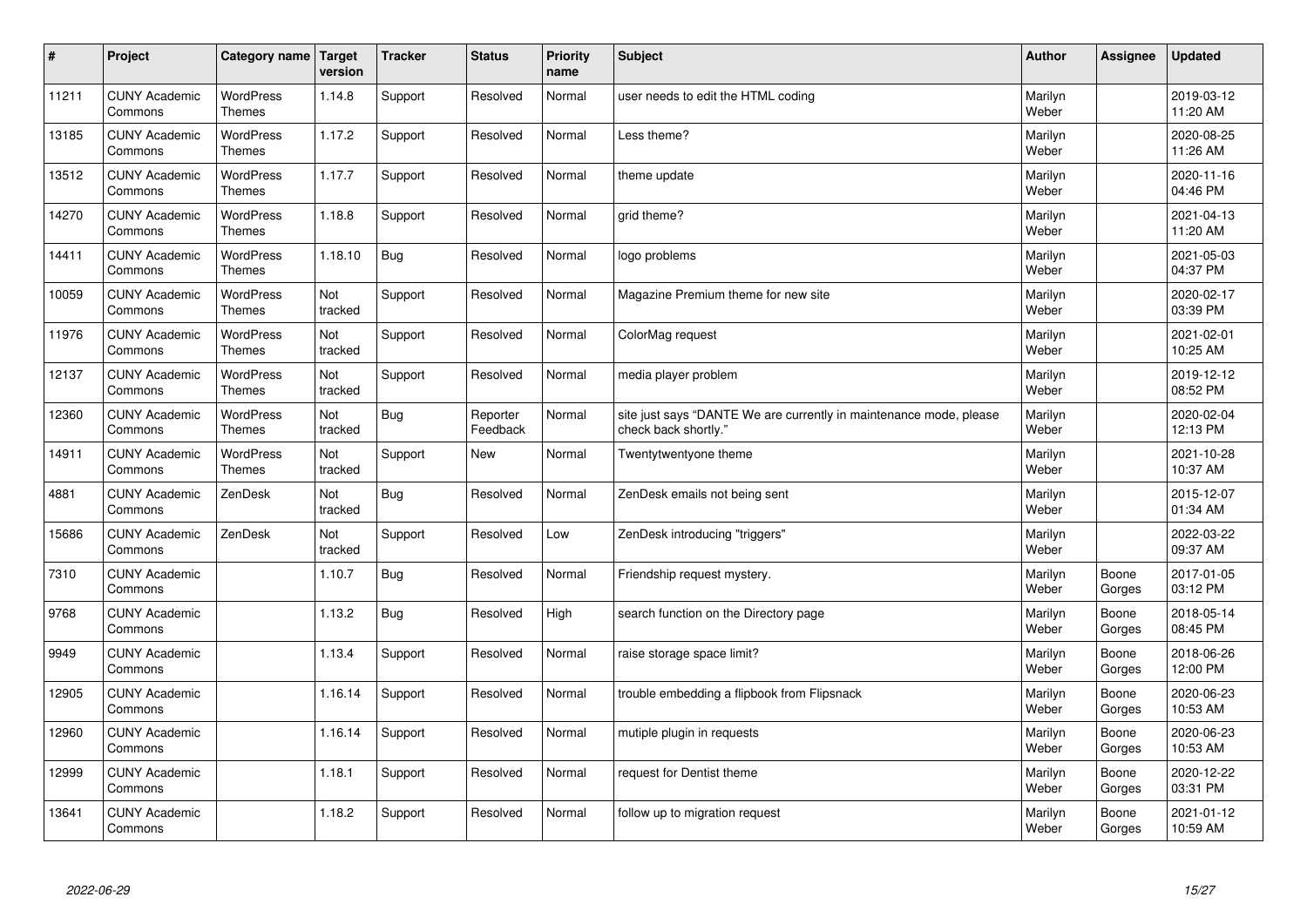| # | Project | Category name | Target version | Tracker | Status | Priority name | Subject | Author | Assignee | Updated |
|---|---|---|---|---|---|---|---|---|---|---|
| 11211 | CUNY Academic Commons | WordPress Themes | 1.14.8 | Support | Resolved | Normal | user needs to edit the HTML coding | Marilyn Weber | | 2019-03-12 11:20 AM |
| 13185 | CUNY Academic Commons | WordPress Themes | 1.17.2 | Support | Resolved | Normal | Less theme? | Marilyn Weber | | 2020-08-25 11:26 AM |
| 13512 | CUNY Academic Commons | WordPress Themes | 1.17.7 | Support | Resolved | Normal | theme update | Marilyn Weber | | 2020-11-16 04:46 PM |
| 14270 | CUNY Academic Commons | WordPress Themes | 1.18.8 | Support | Resolved | Normal | grid theme? | Marilyn Weber | | 2021-04-13 11:20 AM |
| 14411 | CUNY Academic Commons | WordPress Themes | 1.18.10 | Bug | Resolved | Normal | logo problems | Marilyn Weber | | 2021-05-03 04:37 PM |
| 10059 | CUNY Academic Commons | WordPress Themes | Not tracked | Support | Resolved | Normal | Magazine Premium theme for new site | Marilyn Weber | | 2020-02-17 03:39 PM |
| 11976 | CUNY Academic Commons | WordPress Themes | Not tracked | Support | Resolved | Normal | ColorMag request | Marilyn Weber | | 2021-02-01 10:25 AM |
| 12137 | CUNY Academic Commons | WordPress Themes | Not tracked | Support | Resolved | Normal | media player problem | Marilyn Weber | | 2019-12-12 08:52 PM |
| 12360 | CUNY Academic Commons | WordPress Themes | Not tracked | Bug | Reporter Feedback | Normal | site just says "DANTE We are currently in maintenance mode, please check back shortly." | Marilyn Weber | | 2020-02-04 12:13 PM |
| 14911 | CUNY Academic Commons | WordPress Themes | Not tracked | Support | New | Normal | Twentytwentyone theme | Marilyn Weber | | 2021-10-28 10:37 AM |
| 4881 | CUNY Academic Commons | ZenDesk | Not tracked | Bug | Resolved | Normal | ZenDesk emails not being sent | Marilyn Weber | | 2015-12-07 01:34 AM |
| 15686 | CUNY Academic Commons | ZenDesk | Not tracked | Support | Resolved | Low | ZenDesk introducing "triggers" | Marilyn Weber | | 2022-03-22 09:37 AM |
| 7310 | CUNY Academic Commons | | 1.10.7 | Bug | Resolved | Normal | Friendship request mystery. | Marilyn Weber | Boone Gorges | 2017-01-05 03:12 PM |
| 9768 | CUNY Academic Commons | | 1.13.2 | Bug | Resolved | High | search function on the Directory page | Marilyn Weber | Boone Gorges | 2018-05-14 08:45 PM |
| 9949 | CUNY Academic Commons | | 1.13.4 | Support | Resolved | Normal | raise storage space limit? | Marilyn Weber | Boone Gorges | 2018-06-26 12:00 PM |
| 12905 | CUNY Academic Commons | | 1.16.14 | Support | Resolved | Normal | trouble embedding a flipbook from Flipsnack | Marilyn Weber | Boone Gorges | 2020-06-23 10:53 AM |
| 12960 | CUNY Academic Commons | | 1.16.14 | Support | Resolved | Normal | mutiple plugin in requests | Marilyn Weber | Boone Gorges | 2020-06-23 10:53 AM |
| 12999 | CUNY Academic Commons | | 1.18.1 | Support | Resolved | Normal | request for Dentist theme | Marilyn Weber | Boone Gorges | 2020-12-22 03:31 PM |
| 13641 | CUNY Academic Commons | | 1.18.2 | Support | Resolved | Normal | follow up to migration request | Marilyn Weber | Boone Gorges | 2021-01-12 10:59 AM |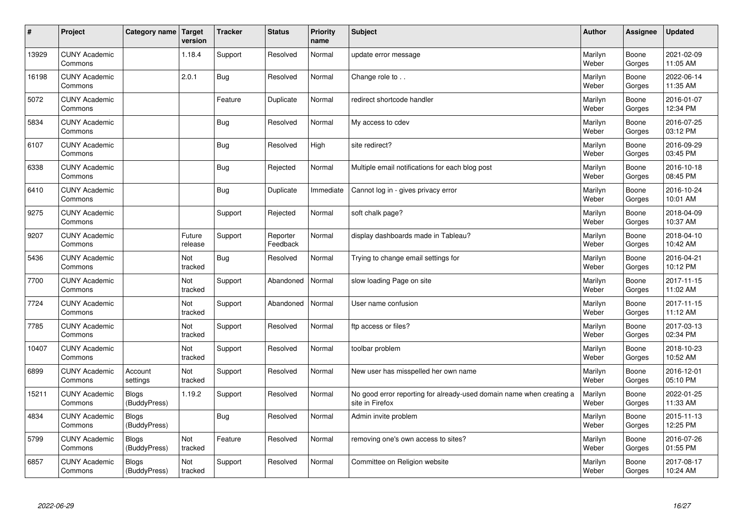| # | Project | Category name | Target version | Tracker | Status | Priority name | Subject | Author | Assignee | Updated |
|---|---|---|---|---|---|---|---|---|---|---|
| 13929 | CUNY Academic Commons | | 1.18.4 | Support | Resolved | Normal | update error message | Marilyn Weber | Boone Gorges | 2021-02-09 11:05 AM |
| 16198 | CUNY Academic Commons | | 2.0.1 | Bug | Resolved | Normal | Change role to . . | Marilyn Weber | Boone Gorges | 2022-06-14 11:35 AM |
| 5072 | CUNY Academic Commons | | | Feature | Duplicate | Normal | redirect shortcode handler | Marilyn Weber | Boone Gorges | 2016-01-07 12:34 PM |
| 5834 | CUNY Academic Commons | | | Bug | Resolved | Normal | My access to cdev | Marilyn Weber | Boone Gorges | 2016-07-25 03:12 PM |
| 6107 | CUNY Academic Commons | | | Bug | Resolved | High | site redirect? | Marilyn Weber | Boone Gorges | 2016-09-29 03:45 PM |
| 6338 | CUNY Academic Commons | | | Bug | Rejected | Normal | Multiple email notifications for each blog post | Marilyn Weber | Boone Gorges | 2016-10-18 08:45 PM |
| 6410 | CUNY Academic Commons | | | Bug | Duplicate | Immediate | Cannot log in - gives privacy error | Marilyn Weber | Boone Gorges | 2016-10-24 10:01 AM |
| 9275 | CUNY Academic Commons | | | Support | Rejected | Normal | soft chalk page? | Marilyn Weber | Boone Gorges | 2018-04-09 10:37 AM |
| 9207 | CUNY Academic Commons | | Future release | Support | Reporter Feedback | Normal | display dashboards made in Tableau? | Marilyn Weber | Boone Gorges | 2018-04-10 10:42 AM |
| 5436 | CUNY Academic Commons | | Not tracked | Bug | Resolved | Normal | Trying to change email settings for | Marilyn Weber | Boone Gorges | 2016-04-21 10:12 PM |
| 7700 | CUNY Academic Commons | | Not tracked | Support | Abandoned | Normal | slow loading Page on site | Marilyn Weber | Boone Gorges | 2017-11-15 11:02 AM |
| 7724 | CUNY Academic Commons | | Not tracked | Support | Abandoned | Normal | User name confusion | Marilyn Weber | Boone Gorges | 2017-11-15 11:12 AM |
| 7785 | CUNY Academic Commons | | Not tracked | Support | Resolved | Normal | ftp access or files? | Marilyn Weber | Boone Gorges | 2017-03-13 02:34 PM |
| 10407 | CUNY Academic Commons | | Not tracked | Support | Resolved | Normal | toolbar problem | Marilyn Weber | Boone Gorges | 2018-10-23 10:52 AM |
| 6899 | CUNY Academic Commons | Account settings | Not tracked | Support | Resolved | Normal | New user has misspelled her own name | Marilyn Weber | Boone Gorges | 2016-12-01 05:10 PM |
| 15211 | CUNY Academic Commons | Blogs (BuddyPress) | 1.19.2 | Support | Resolved | Normal | No good error reporting for already-used domain name when creating a site in Firefox | Marilyn Weber | Boone Gorges | 2022-01-25 11:33 AM |
| 4834 | CUNY Academic Commons | Blogs (BuddyPress) | | Bug | Resolved | Normal | Admin invite problem | Marilyn Weber | Boone Gorges | 2015-11-13 12:25 PM |
| 5799 | CUNY Academic Commons | Blogs (BuddyPress) | Not tracked | Feature | Resolved | Normal | removing one's own access to sites? | Marilyn Weber | Boone Gorges | 2016-07-26 01:55 PM |
| 6857 | CUNY Academic Commons | Blogs (BuddyPress) | Not tracked | Support | Resolved | Normal | Committee on Religion website | Marilyn Weber | Boone Gorges | 2017-08-17 10:24 AM |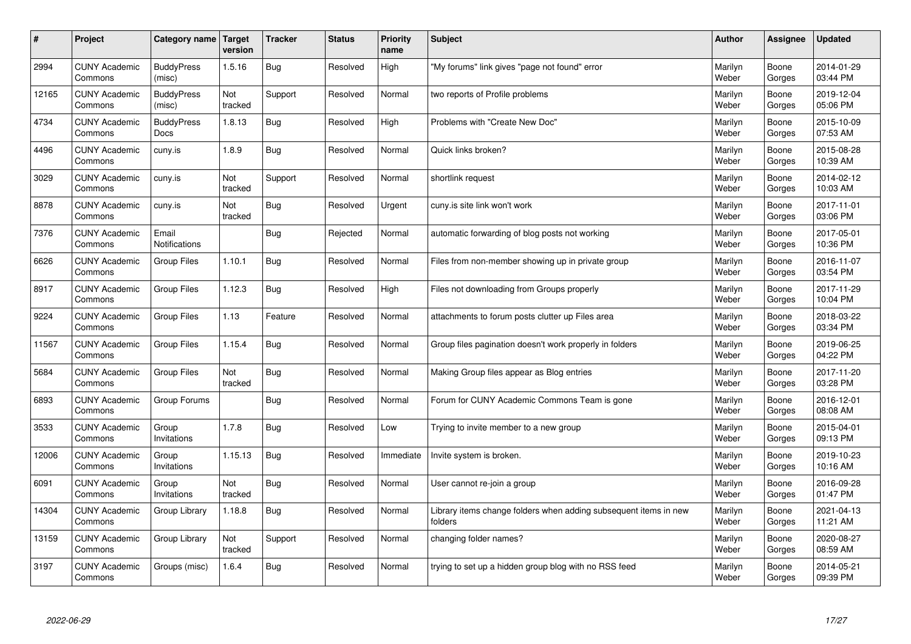| # | Project | Category name | Target version | Tracker | Status | Priority name | Subject | Author | Assignee | Updated |
|---|---|---|---|---|---|---|---|---|---|---|
| 2994 | CUNY Academic Commons | BuddyPress (misc) | 1.5.16 | Bug | Resolved | High | "My forums" link gives "page not found" error | Marilyn Weber | Boone Gorges | 2014-01-29 03:44 PM |
| 12165 | CUNY Academic Commons | BuddyPress (misc) | Not tracked | Support | Resolved | Normal | two reports of Profile problems | Marilyn Weber | Boone Gorges | 2019-12-04 05:06 PM |
| 4734 | CUNY Academic Commons | BuddyPress Docs | 1.8.13 | Bug | Resolved | High | Problems with "Create New Doc" | Marilyn Weber | Boone Gorges | 2015-10-09 07:53 AM |
| 4496 | CUNY Academic Commons | cuny.is | 1.8.9 | Bug | Resolved | Normal | Quick links broken? | Marilyn Weber | Boone Gorges | 2015-08-28 10:39 AM |
| 3029 | CUNY Academic Commons | cuny.is | Not tracked | Support | Resolved | Normal | shortlink request | Marilyn Weber | Boone Gorges | 2014-02-12 10:03 AM |
| 8878 | CUNY Academic Commons | cuny.is | Not tracked | Bug | Resolved | Urgent | cuny.is site link won't work | Marilyn Weber | Boone Gorges | 2017-11-01 03:06 PM |
| 7376 | CUNY Academic Commons | Email Notifications | | Bug | Rejected | Normal | automatic forwarding of blog posts not working | Marilyn Weber | Boone Gorges | 2017-05-01 10:36 PM |
| 6626 | CUNY Academic Commons | Group Files | 1.10.1 | Bug | Resolved | Normal | Files from non-member showing up in private group | Marilyn Weber | Boone Gorges | 2016-11-07 03:54 PM |
| 8917 | CUNY Academic Commons | Group Files | 1.12.3 | Bug | Resolved | High | Files not downloading from Groups properly | Marilyn Weber | Boone Gorges | 2017-11-29 10:04 PM |
| 9224 | CUNY Academic Commons | Group Files | 1.13 | Feature | Resolved | Normal | attachments to forum posts clutter up Files area | Marilyn Weber | Boone Gorges | 2018-03-22 03:34 PM |
| 11567 | CUNY Academic Commons | Group Files | 1.15.4 | Bug | Resolved | Normal | Group files pagination doesn't work properly in folders | Marilyn Weber | Boone Gorges | 2019-06-25 04:22 PM |
| 5684 | CUNY Academic Commons | Group Files | Not tracked | Bug | Resolved | Normal | Making Group files appear as Blog entries | Marilyn Weber | Boone Gorges | 2017-11-20 03:28 PM |
| 6893 | CUNY Academic Commons | Group Forums | | Bug | Resolved | Normal | Forum for CUNY Academic Commons Team is gone | Marilyn Weber | Boone Gorges | 2016-12-01 08:08 AM |
| 3533 | CUNY Academic Commons | Group Invitations | 1.7.8 | Bug | Resolved | Low | Trying to invite member to a new group | Marilyn Weber | Boone Gorges | 2015-04-01 09:13 PM |
| 12006 | CUNY Academic Commons | Group Invitations | 1.15.13 | Bug | Resolved | Immediate | Invite system is broken. | Marilyn Weber | Boone Gorges | 2019-10-23 10:16 AM |
| 6091 | CUNY Academic Commons | Group Invitations | Not tracked | Bug | Resolved | Normal | User cannot re-join a group | Marilyn Weber | Boone Gorges | 2016-09-28 01:47 PM |
| 14304 | CUNY Academic Commons | Group Library | 1.18.8 | Bug | Resolved | Normal | Library items change folders when adding subsequent items in new folders | Marilyn Weber | Boone Gorges | 2021-04-13 11:21 AM |
| 13159 | CUNY Academic Commons | Group Library | Not tracked | Support | Resolved | Normal | changing folder names? | Marilyn Weber | Boone Gorges | 2020-08-27 08:59 AM |
| 3197 | CUNY Academic Commons | Groups (misc) | 1.6.4 | Bug | Resolved | Normal | trying to set up a hidden group blog with no RSS feed | Marilyn Weber | Boone Gorges | 2014-05-21 09:39 PM |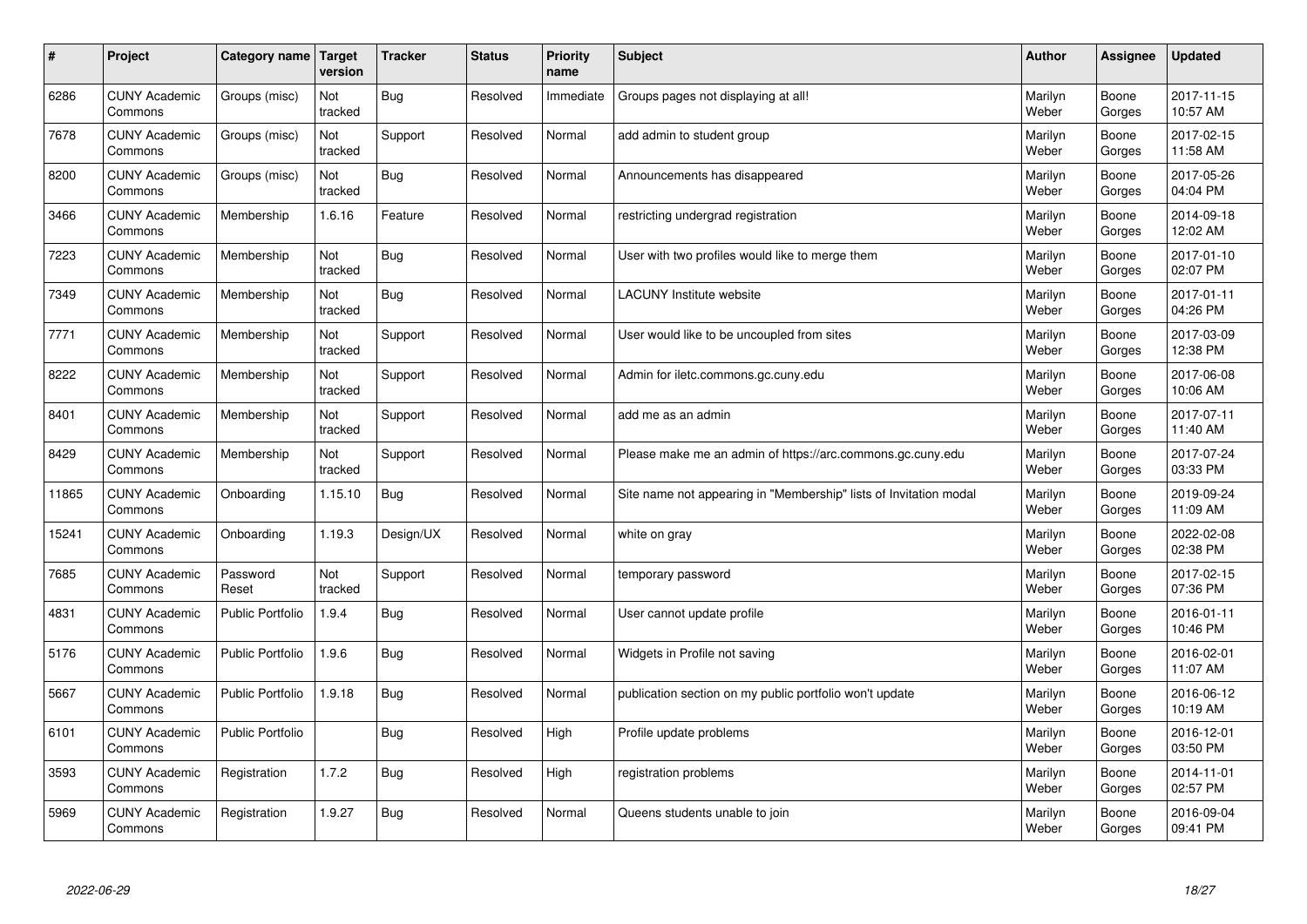| # | Project | Category name | Target version | Tracker | Status | Priority name | Subject | Author | Assignee | Updated |
|---|---|---|---|---|---|---|---|---|---|---|
| 6286 | CUNY Academic Commons | Groups (misc) | Not tracked | Bug | Resolved | Immediate | Groups pages not displaying at all! | Marilyn Weber | Boone Gorges | 2017-11-15 10:57 AM |
| 7678 | CUNY Academic Commons | Groups (misc) | Not tracked | Support | Resolved | Normal | add admin to student group | Marilyn Weber | Boone Gorges | 2017-02-15 11:58 AM |
| 8200 | CUNY Academic Commons | Groups (misc) | Not tracked | Bug | Resolved | Normal | Announcements has disappeared | Marilyn Weber | Boone Gorges | 2017-05-26 04:04 PM |
| 3466 | CUNY Academic Commons | Membership | 1.6.16 | Feature | Resolved | Normal | restricting undergrad registration | Marilyn Weber | Boone Gorges | 2014-09-18 12:02 AM |
| 7223 | CUNY Academic Commons | Membership | Not tracked | Bug | Resolved | Normal | User with two profiles would like to merge them | Marilyn Weber | Boone Gorges | 2017-01-10 02:07 PM |
| 7349 | CUNY Academic Commons | Membership | Not tracked | Bug | Resolved | Normal | LACUNY Institute website | Marilyn Weber | Boone Gorges | 2017-01-11 04:26 PM |
| 7771 | CUNY Academic Commons | Membership | Not tracked | Support | Resolved | Normal | User would like to be uncoupled from sites | Marilyn Weber | Boone Gorges | 2017-03-09 12:38 PM |
| 8222 | CUNY Academic Commons | Membership | Not tracked | Support | Resolved | Normal | Admin for iletc.commons.gc.cuny.edu | Marilyn Weber | Boone Gorges | 2017-06-08 10:06 AM |
| 8401 | CUNY Academic Commons | Membership | Not tracked | Support | Resolved | Normal | add me as an admin | Marilyn Weber | Boone Gorges | 2017-07-11 11:40 AM |
| 8429 | CUNY Academic Commons | Membership | Not tracked | Support | Resolved | Normal | Please make me an admin of https://arc.commons.gc.cuny.edu | Marilyn Weber | Boone Gorges | 2017-07-24 03:33 PM |
| 11865 | CUNY Academic Commons | Onboarding | 1.15.10 | Bug | Resolved | Normal | Site name not appearing in "Membership" lists of Invitation modal | Marilyn Weber | Boone Gorges | 2019-09-24 11:09 AM |
| 15241 | CUNY Academic Commons | Onboarding | 1.19.3 | Design/UX | Resolved | Normal | white on gray | Marilyn Weber | Boone Gorges | 2022-02-08 02:38 PM |
| 7685 | CUNY Academic Commons | Password Reset | Not tracked | Support | Resolved | Normal | temporary password | Marilyn Weber | Boone Gorges | 2017-02-15 07:36 PM |
| 4831 | CUNY Academic Commons | Public Portfolio | 1.9.4 | Bug | Resolved | Normal | User cannot update profile | Marilyn Weber | Boone Gorges | 2016-01-11 10:46 PM |
| 5176 | CUNY Academic Commons | Public Portfolio | 1.9.6 | Bug | Resolved | Normal | Widgets in Profile not saving | Marilyn Weber | Boone Gorges | 2016-02-01 11:07 AM |
| 5667 | CUNY Academic Commons | Public Portfolio | 1.9.18 | Bug | Resolved | Normal | publication section on my public portfolio won't update | Marilyn Weber | Boone Gorges | 2016-06-12 10:19 AM |
| 6101 | CUNY Academic Commons | Public Portfolio | | Bug | Resolved | High | Profile update problems | Marilyn Weber | Boone Gorges | 2016-12-01 03:50 PM |
| 3593 | CUNY Academic Commons | Registration | 1.7.2 | Bug | Resolved | High | registration problems | Marilyn Weber | Boone Gorges | 2014-11-01 02:57 PM |
| 5969 | CUNY Academic Commons | Registration | 1.9.27 | Bug | Resolved | Normal | Queens students unable to join | Marilyn Weber | Boone Gorges | 2016-09-04 09:41 PM |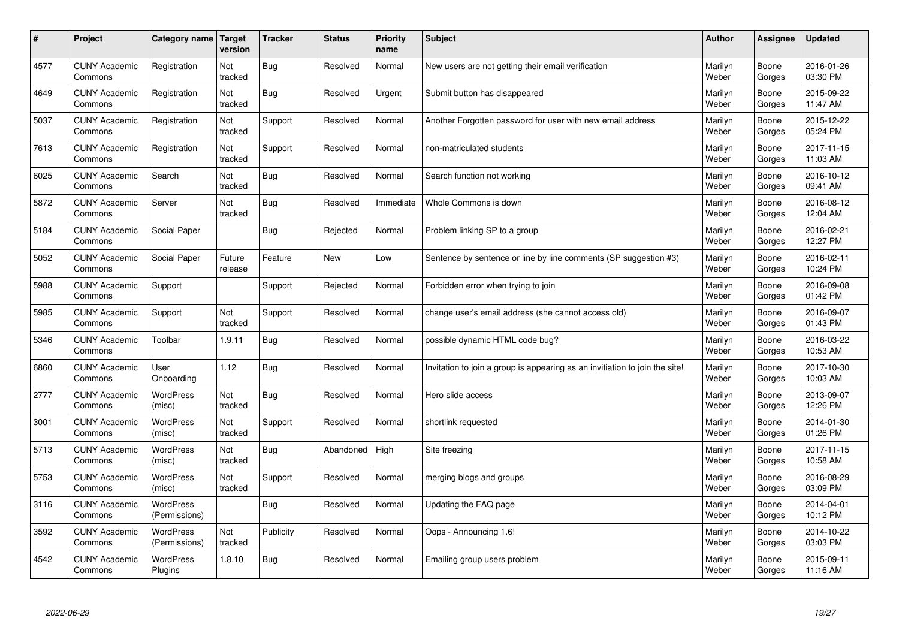| # | Project | Category name | Target version | Tracker | Status | Priority name | Subject | Author | Assignee | Updated |
|---|---|---|---|---|---|---|---|---|---|---|
| 4577 | CUNY Academic Commons | Registration | Not tracked | Bug | Resolved | Normal | New users are not getting their email verification | Marilyn Weber | Boone Gorges | 2016-01-26 03:30 PM |
| 4649 | CUNY Academic Commons | Registration | Not tracked | Bug | Resolved | Urgent | Submit button has disappeared | Marilyn Weber | Boone Gorges | 2015-09-22 11:47 AM |
| 5037 | CUNY Academic Commons | Registration | Not tracked | Support | Resolved | Normal | Another Forgotten password for user with new email address | Marilyn Weber | Boone Gorges | 2015-12-22 05:24 PM |
| 7613 | CUNY Academic Commons | Registration | Not tracked | Support | Resolved | Normal | non-matriculated students | Marilyn Weber | Boone Gorges | 2017-11-15 11:03 AM |
| 6025 | CUNY Academic Commons | Search | Not tracked | Bug | Resolved | Normal | Search function not working | Marilyn Weber | Boone Gorges | 2016-10-12 09:41 AM |
| 5872 | CUNY Academic Commons | Server | Not tracked | Bug | Resolved | Immediate | Whole Commons is down | Marilyn Weber | Boone Gorges | 2016-08-12 12:04 AM |
| 5184 | CUNY Academic Commons | Social Paper | | Bug | Rejected | Normal | Problem linking SP to a group | Marilyn Weber | Boone Gorges | 2016-02-21 12:27 PM |
| 5052 | CUNY Academic Commons | Social Paper | Future release | Feature | New | Low | Sentence by sentence or line by line comments (SP suggestion #3) | Marilyn Weber | Boone Gorges | 2016-02-11 10:24 PM |
| 5988 | CUNY Academic Commons | Support | | Support | Rejected | Normal | Forbidden error when trying to join | Marilyn Weber | Boone Gorges | 2016-09-08 01:42 PM |
| 5985 | CUNY Academic Commons | Support | Not tracked | Support | Resolved | Normal | change user's email address (she cannot access old) | Marilyn Weber | Boone Gorges | 2016-09-07 01:43 PM |
| 5346 | CUNY Academic Commons | Toolbar | 1.9.11 | Bug | Resolved | Normal | possible dynamic HTML code bug? | Marilyn Weber | Boone Gorges | 2016-03-22 10:53 AM |
| 6860 | CUNY Academic Commons | User Onboarding | 1.12 | Bug | Resolved | Normal | Invitation to join a group is appearing as an invitiation to join the site! | Marilyn Weber | Boone Gorges | 2017-10-30 10:03 AM |
| 2777 | CUNY Academic Commons | WordPress (misc) | Not tracked | Bug | Resolved | Normal | Hero slide access | Marilyn Weber | Boone Gorges | 2013-09-07 12:26 PM |
| 3001 | CUNY Academic Commons | WordPress (misc) | Not tracked | Support | Resolved | Normal | shortlink requested | Marilyn Weber | Boone Gorges | 2014-01-30 01:26 PM |
| 5713 | CUNY Academic Commons | WordPress (misc) | Not tracked | Bug | Abandoned | High | Site freezing | Marilyn Weber | Boone Gorges | 2017-11-15 10:58 AM |
| 5753 | CUNY Academic Commons | WordPress (misc) | Not tracked | Support | Resolved | Normal | merging blogs and groups | Marilyn Weber | Boone Gorges | 2016-08-29 03:09 PM |
| 3116 | CUNY Academic Commons | WordPress (Permissions) | | Bug | Resolved | Normal | Updating the FAQ page | Marilyn Weber | Boone Gorges | 2014-04-01 10:12 PM |
| 3592 | CUNY Academic Commons | WordPress (Permissions) | Not tracked | Publicity | Resolved | Normal | Oops - Announcing 1.6! | Marilyn Weber | Boone Gorges | 2014-10-22 03:03 PM |
| 4542 | CUNY Academic Commons | WordPress Plugins | 1.8.10 | Bug | Resolved | Normal | Emailing group users problem | Marilyn Weber | Boone Gorges | 2015-09-11 11:16 AM |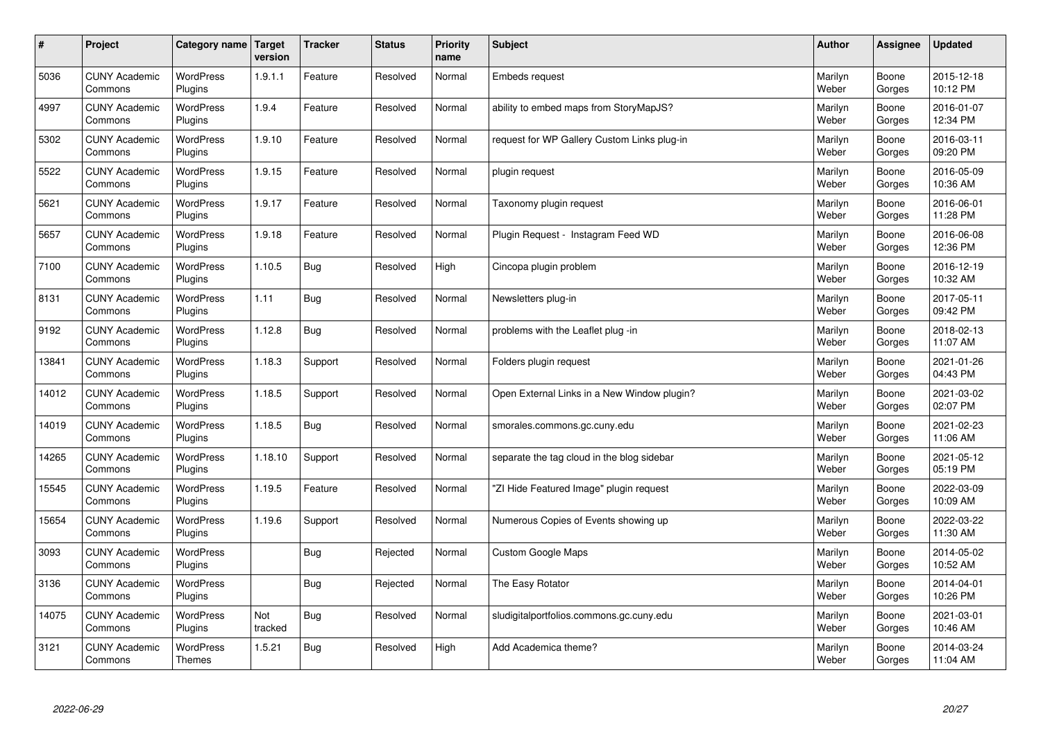| # | Project | Category name | Target version | Tracker | Status | Priority name | Subject | Author | Assignee | Updated |
|---|---|---|---|---|---|---|---|---|---|---|
| 5036 | CUNY Academic Commons | WordPress Plugins | 1.9.1.1 | Feature | Resolved | Normal | Embeds request | Marilyn Weber | Boone Gorges | 2015-12-18 10:12 PM |
| 4997 | CUNY Academic Commons | WordPress Plugins | 1.9.4 | Feature | Resolved | Normal | ability to embed maps from StoryMapJS? | Marilyn Weber | Boone Gorges | 2016-01-07 12:34 PM |
| 5302 | CUNY Academic Commons | WordPress Plugins | 1.9.10 | Feature | Resolved | Normal | request for WP Gallery Custom Links plug-in | Marilyn Weber | Boone Gorges | 2016-03-11 09:20 PM |
| 5522 | CUNY Academic Commons | WordPress Plugins | 1.9.15 | Feature | Resolved | Normal | plugin request | Marilyn Weber | Boone Gorges | 2016-05-09 10:36 AM |
| 5621 | CUNY Academic Commons | WordPress Plugins | 1.9.17 | Feature | Resolved | Normal | Taxonomy plugin request | Marilyn Weber | Boone Gorges | 2016-06-01 11:28 PM |
| 5657 | CUNY Academic Commons | WordPress Plugins | 1.9.18 | Feature | Resolved | Normal | Plugin Request - Instagram Feed WD | Marilyn Weber | Boone Gorges | 2016-06-08 12:36 PM |
| 7100 | CUNY Academic Commons | WordPress Plugins | 1.10.5 | Bug | Resolved | High | Cincopa plugin problem | Marilyn Weber | Boone Gorges | 2016-12-19 10:32 AM |
| 8131 | CUNY Academic Commons | WordPress Plugins | 1.11 | Bug | Resolved | Normal | Newsletters plug-in | Marilyn Weber | Boone Gorges | 2017-05-11 09:42 PM |
| 9192 | CUNY Academic Commons | WordPress Plugins | 1.12.8 | Bug | Resolved | Normal | problems with the Leaflet plug -in | Marilyn Weber | Boone Gorges | 2018-02-13 11:07 AM |
| 13841 | CUNY Academic Commons | WordPress Plugins | 1.18.3 | Support | Resolved | Normal | Folders plugin request | Marilyn Weber | Boone Gorges | 2021-01-26 04:43 PM |
| 14012 | CUNY Academic Commons | WordPress Plugins | 1.18.5 | Support | Resolved | Normal | Open External Links in a New Window plugin? | Marilyn Weber | Boone Gorges | 2021-03-02 02:07 PM |
| 14019 | CUNY Academic Commons | WordPress Plugins | 1.18.5 | Bug | Resolved | Normal | smorales.commons.gc.cuny.edu | Marilyn Weber | Boone Gorges | 2021-02-23 11:06 AM |
| 14265 | CUNY Academic Commons | WordPress Plugins | 1.18.10 | Support | Resolved | Normal | separate the tag cloud in the blog sidebar | Marilyn Weber | Boone Gorges | 2021-05-12 05:19 PM |
| 15545 | CUNY Academic Commons | WordPress Plugins | 1.19.5 | Feature | Resolved | Normal | "ZI Hide Featured Image" plugin request | Marilyn Weber | Boone Gorges | 2022-03-09 10:09 AM |
| 15654 | CUNY Academic Commons | WordPress Plugins | 1.19.6 | Support | Resolved | Normal | Numerous Copies of Events showing up | Marilyn Weber | Boone Gorges | 2022-03-22 11:30 AM |
| 3093 | CUNY Academic Commons | WordPress Plugins | | Bug | Rejected | Normal | Custom Google Maps | Marilyn Weber | Boone Gorges | 2014-05-02 10:52 AM |
| 3136 | CUNY Academic Commons | WordPress Plugins | | Bug | Rejected | Normal | The Easy Rotator | Marilyn Weber | Boone Gorges | 2014-04-01 10:26 PM |
| 14075 | CUNY Academic Commons | WordPress Plugins | Not tracked | Bug | Resolved | Normal | sludigitalportfolios.commons.gc.cuny.edu | Marilyn Weber | Boone Gorges | 2021-03-01 10:46 AM |
| 3121 | CUNY Academic Commons | WordPress Themes | 1.5.21 | Bug | Resolved | High | Add Academica theme? | Marilyn Weber | Boone Gorges | 2014-03-24 11:04 AM |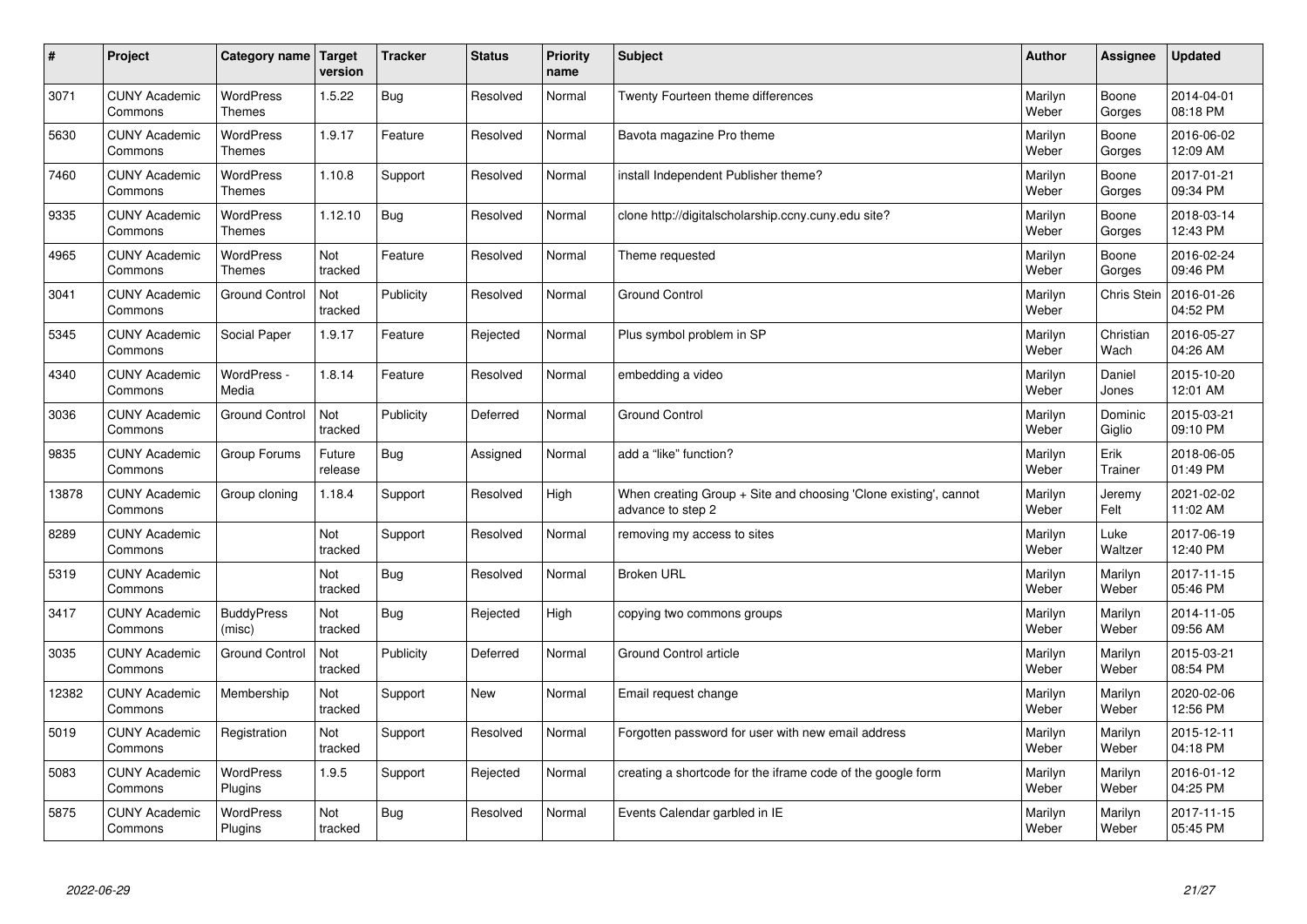| # | Project | Category name | Target version | Tracker | Status | Priority name | Subject | Author | Assignee | Updated |
|---|---|---|---|---|---|---|---|---|---|---|
| 3071 | CUNY Academic Commons | WordPress Themes | 1.5.22 | Bug | Resolved | Normal | Twenty Fourteen theme differences | Marilyn Weber | Boone Gorges | 2014-04-01 08:18 PM |
| 5630 | CUNY Academic Commons | WordPress Themes | 1.9.17 | Feature | Resolved | Normal | Bavota magazine Pro theme | Marilyn Weber | Boone Gorges | 2016-06-02 12:09 AM |
| 7460 | CUNY Academic Commons | WordPress Themes | 1.10.8 | Support | Resolved | Normal | install Independent Publisher theme? | Marilyn Weber | Boone Gorges | 2017-01-21 09:34 PM |
| 9335 | CUNY Academic Commons | WordPress Themes | 1.12.10 | Bug | Resolved | Normal | clone http://digitalscholarship.ccny.cuny.edu site? | Marilyn Weber | Boone Gorges | 2018-03-14 12:43 PM |
| 4965 | CUNY Academic Commons | WordPress Themes | Not tracked | Feature | Resolved | Normal | Theme requested | Marilyn Weber | Boone Gorges | 2016-02-24 09:46 PM |
| 3041 | CUNY Academic Commons | Ground Control | Not tracked | Publicity | Resolved | Normal | Ground Control | Marilyn Weber | Chris Stein | 2016-01-26 04:52 PM |
| 5345 | CUNY Academic Commons | Social Paper | 1.9.17 | Feature | Rejected | Normal | Plus symbol problem in SP | Marilyn Weber | Christian Wach | 2016-05-27 04:26 AM |
| 4340 | CUNY Academic Commons | WordPress - Media | 1.8.14 | Feature | Resolved | Normal | embedding a video | Marilyn Weber | Daniel Jones | 2015-10-20 12:01 AM |
| 3036 | CUNY Academic Commons | Ground Control | Not tracked | Publicity | Deferred | Normal | Ground Control | Marilyn Weber | Dominic Giglio | 2015-03-21 09:10 PM |
| 9835 | CUNY Academic Commons | Group Forums | Future release | Bug | Assigned | Normal | add a "like" function? | Marilyn Weber | Erik Trainer | 2018-06-05 01:49 PM |
| 13878 | CUNY Academic Commons | Group cloning | 1.18.4 | Support | Resolved | High | When creating Group + Site and choosing 'Clone existing', cannot advance to step 2 | Marilyn Weber | Jeremy Felt | 2021-02-02 11:02 AM |
| 8289 | CUNY Academic Commons | | Not tracked | Support | Resolved | Normal | removing my access to sites | Marilyn Weber | Luke Waltzer | 2017-06-19 12:40 PM |
| 5319 | CUNY Academic Commons | | Not tracked | Bug | Resolved | Normal | Broken URL | Marilyn Weber | Marilyn Weber | 2017-11-15 05:46 PM |
| 3417 | CUNY Academic Commons | BuddyPress (misc) | Not tracked | Bug | Rejected | High | copying two commons groups | Marilyn Weber | Marilyn Weber | 2014-11-05 09:56 AM |
| 3035 | CUNY Academic Commons | Ground Control | Not tracked | Publicity | Deferred | Normal | Ground Control article | Marilyn Weber | Marilyn Weber | 2015-03-21 08:54 PM |
| 12382 | CUNY Academic Commons | Membership | Not tracked | Support | New | Normal | Email request change | Marilyn Weber | Marilyn Weber | 2020-02-06 12:56 PM |
| 5019 | CUNY Academic Commons | Registration | Not tracked | Support | Resolved | Normal | Forgotten password for user with new email address | Marilyn Weber | Marilyn Weber | 2015-12-11 04:18 PM |
| 5083 | CUNY Academic Commons | WordPress Plugins | 1.9.5 | Support | Rejected | Normal | creating a shortcode for the iframe code of the google form | Marilyn Weber | Marilyn Weber | 2016-01-12 04:25 PM |
| 5875 | CUNY Academic Commons | WordPress Plugins | Not tracked | Bug | Resolved | Normal | Events Calendar garbled in IE | Marilyn Weber | Marilyn Weber | 2017-11-15 05:45 PM |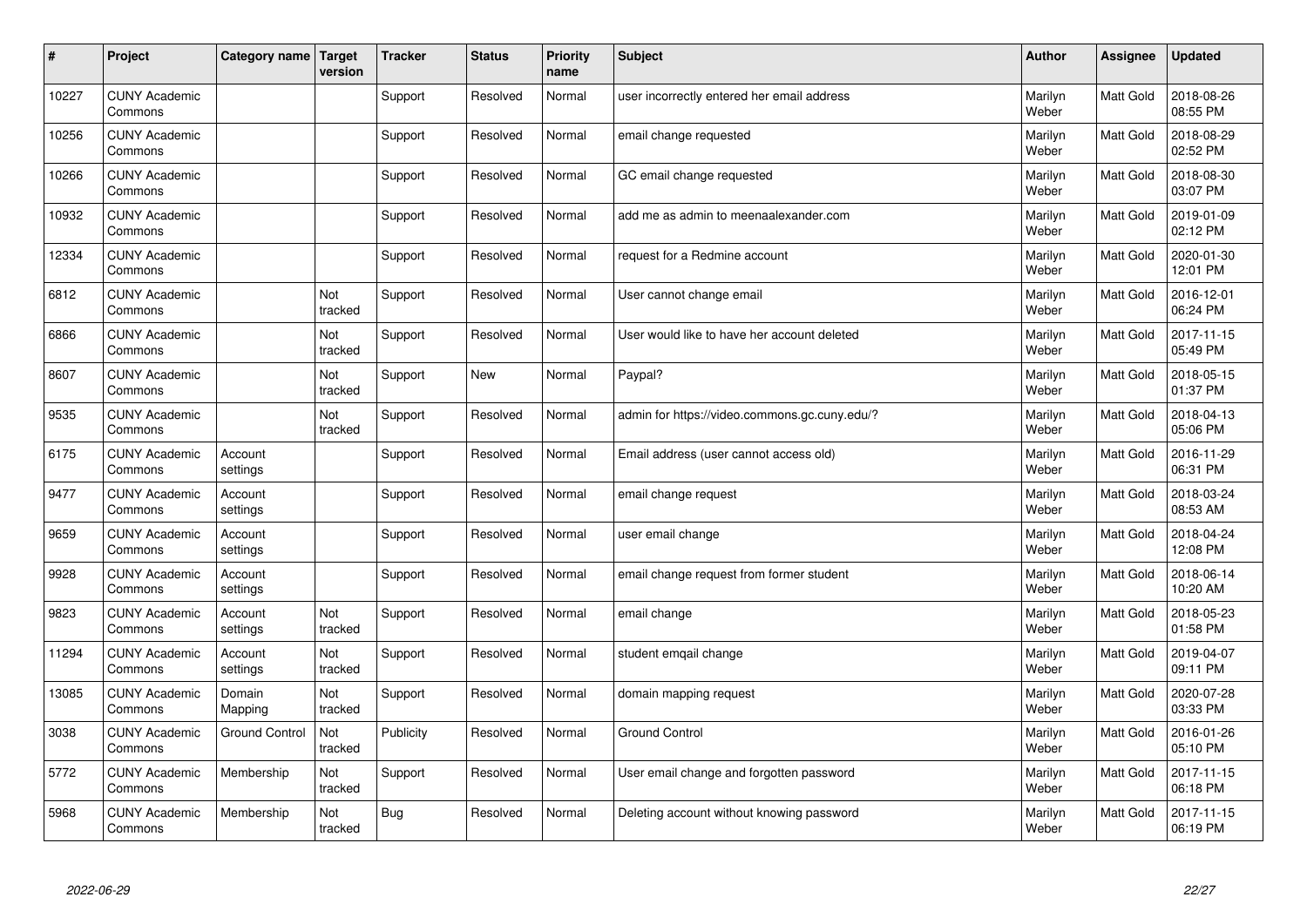| # | Project | Category name | Target version | Tracker | Status | Priority name | Subject | Author | Assignee | Updated |
|---|---|---|---|---|---|---|---|---|---|---|
| 10227 | CUNY Academic Commons | | | Support | Resolved | Normal | user incorrectly entered her email address | Marilyn Weber | Matt Gold | 2018-08-26 08:55 PM |
| 10256 | CUNY Academic Commons | | | Support | Resolved | Normal | email change requested | Marilyn Weber | Matt Gold | 2018-08-29 02:52 PM |
| 10266 | CUNY Academic Commons | | | Support | Resolved | Normal | GC email change requested | Marilyn Weber | Matt Gold | 2018-08-30 03:07 PM |
| 10932 | CUNY Academic Commons | | | Support | Resolved | Normal | add me as admin to meenaalexander.com | Marilyn Weber | Matt Gold | 2019-01-09 02:12 PM |
| 12334 | CUNY Academic Commons | | | Support | Resolved | Normal | request for a Redmine account | Marilyn Weber | Matt Gold | 2020-01-30 12:01 PM |
| 6812 | CUNY Academic Commons | | Not tracked | Support | Resolved | Normal | User cannot change email | Marilyn Weber | Matt Gold | 2016-12-01 06:24 PM |
| 6866 | CUNY Academic Commons | | Not tracked | Support | Resolved | Normal | User would like to have her account deleted | Marilyn Weber | Matt Gold | 2017-11-15 05:49 PM |
| 8607 | CUNY Academic Commons | | Not tracked | Support | New | Normal | Paypal? | Marilyn Weber | Matt Gold | 2018-05-15 01:37 PM |
| 9535 | CUNY Academic Commons | | Not tracked | Support | Resolved | Normal | admin for https://video.commons.gc.cuny.edu/? | Marilyn Weber | Matt Gold | 2018-04-13 05:06 PM |
| 6175 | CUNY Academic Commons | Account settings | | Support | Resolved | Normal | Email address (user cannot access old) | Marilyn Weber | Matt Gold | 2016-11-29 06:31 PM |
| 9477 | CUNY Academic Commons | Account settings | | Support | Resolved | Normal | email change request | Marilyn Weber | Matt Gold | 2018-03-24 08:53 AM |
| 9659 | CUNY Academic Commons | Account settings | | Support | Resolved | Normal | user email change | Marilyn Weber | Matt Gold | 2018-04-24 12:08 PM |
| 9928 | CUNY Academic Commons | Account settings | | Support | Resolved | Normal | email change request from former student | Marilyn Weber | Matt Gold | 2018-06-14 10:20 AM |
| 9823 | CUNY Academic Commons | Account settings | Not tracked | Support | Resolved | Normal | email change | Marilyn Weber | Matt Gold | 2018-05-23 01:58 PM |
| 11294 | CUNY Academic Commons | Account settings | Not tracked | Support | Resolved | Normal | student emqail change | Marilyn Weber | Matt Gold | 2019-04-07 09:11 PM |
| 13085 | CUNY Academic Commons | Domain Mapping | Not tracked | Support | Resolved | Normal | domain mapping request | Marilyn Weber | Matt Gold | 2020-07-28 03:33 PM |
| 3038 | CUNY Academic Commons | Ground Control | Not tracked | Publicity | Resolved | Normal | Ground Control | Marilyn Weber | Matt Gold | 2016-01-26 05:10 PM |
| 5772 | CUNY Academic Commons | Membership | Not tracked | Support | Resolved | Normal | User email change and forgotten password | Marilyn Weber | Matt Gold | 2017-11-15 06:18 PM |
| 5968 | CUNY Academic Commons | Membership | Not tracked | Bug | Resolved | Normal | Deleting account without knowing password | Marilyn Weber | Matt Gold | 2017-11-15 06:19 PM |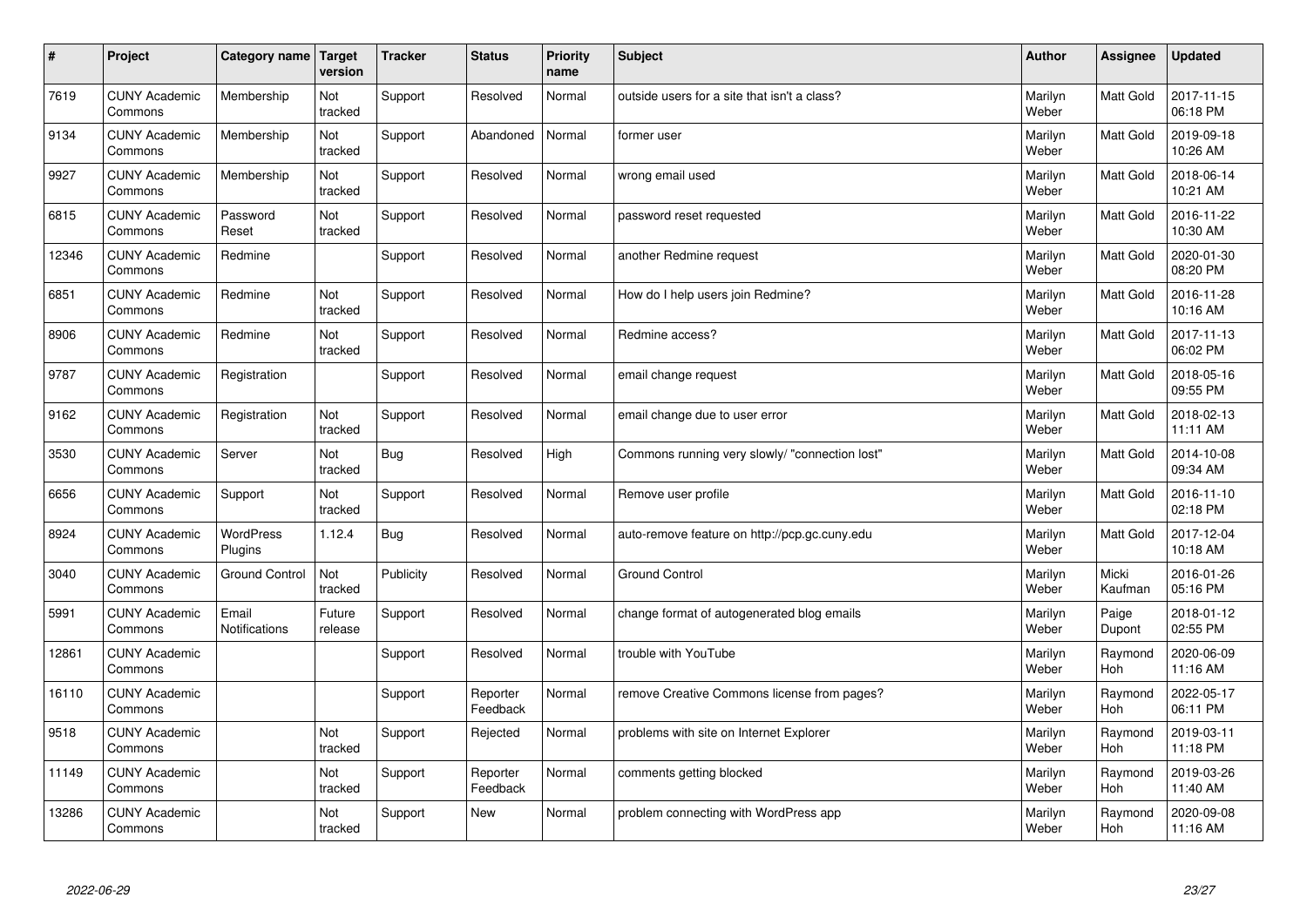| # | Project | Category name | Target version | Tracker | Status | Priority name | Subject | Author | Assignee | Updated |
|---|---|---|---|---|---|---|---|---|---|---|
| 7619 | CUNY Academic Commons | Membership | Not tracked | Support | Resolved | Normal | outside users for a site that isn't a class? | Marilyn Weber | Matt Gold | 2017-11-15 06:18 PM |
| 9134 | CUNY Academic Commons | Membership | Not tracked | Support | Abandoned | Normal | former user | Marilyn Weber | Matt Gold | 2019-09-18 10:26 AM |
| 9927 | CUNY Academic Commons | Membership | Not tracked | Support | Resolved | Normal | wrong email used | Marilyn Weber | Matt Gold | 2018-06-14 10:21 AM |
| 6815 | CUNY Academic Commons | Password Reset | Not tracked | Support | Resolved | Normal | password reset requested | Marilyn Weber | Matt Gold | 2016-11-22 10:30 AM |
| 12346 | CUNY Academic Commons | Redmine | | Support | Resolved | Normal | another Redmine request | Marilyn Weber | Matt Gold | 2020-01-30 08:20 PM |
| 6851 | CUNY Academic Commons | Redmine | Not tracked | Support | Resolved | Normal | How do I help users join Redmine? | Marilyn Weber | Matt Gold | 2016-11-28 10:16 AM |
| 8906 | CUNY Academic Commons | Redmine | Not tracked | Support | Resolved | Normal | Redmine access? | Marilyn Weber | Matt Gold | 2017-11-13 06:02 PM |
| 9787 | CUNY Academic Commons | Registration | | Support | Resolved | Normal | email change request | Marilyn Weber | Matt Gold | 2018-05-16 09:55 PM |
| 9162 | CUNY Academic Commons | Registration | Not tracked | Support | Resolved | Normal | email change due to user error | Marilyn Weber | Matt Gold | 2018-02-13 11:11 AM |
| 3530 | CUNY Academic Commons | Server | Not tracked | Bug | Resolved | High | Commons running very slowly/ "connection lost" | Marilyn Weber | Matt Gold | 2014-10-08 09:34 AM |
| 6656 | CUNY Academic Commons | Support | Not tracked | Support | Resolved | Normal | Remove user profile | Marilyn Weber | Matt Gold | 2016-11-10 02:18 PM |
| 8924 | CUNY Academic Commons | WordPress Plugins | 1.12.4 | Bug | Resolved | Normal | auto-remove feature on http://pcp.gc.cuny.edu | Marilyn Weber | Matt Gold | 2017-12-04 10:18 AM |
| 3040 | CUNY Academic Commons | Ground Control | Not tracked | Publicity | Resolved | Normal | Ground Control | Marilyn Weber | Micki Kaufman | 2016-01-26 05:16 PM |
| 5991 | CUNY Academic Commons | Email Notifications | Future release | Support | Resolved | Normal | change format of autogenerated blog emails | Marilyn Weber | Paige Dupont | 2018-01-12 02:55 PM |
| 12861 | CUNY Academic Commons | | | Support | Resolved | Normal | trouble with YouTube | Marilyn Weber | Raymond Hoh | 2020-06-09 11:16 AM |
| 16110 | CUNY Academic Commons | | | Support | Reporter Feedback | Normal | remove Creative Commons license from pages? | Marilyn Weber | Raymond Hoh | 2022-05-17 06:11 PM |
| 9518 | CUNY Academic Commons | | Not tracked | Support | Rejected | Normal | problems with site on Internet Explorer | Marilyn Weber | Raymond Hoh | 2019-03-11 11:18 PM |
| 11149 | CUNY Academic Commons | | Not tracked | Support | Reporter Feedback | Normal | comments getting blocked | Marilyn Weber | Raymond Hoh | 2019-03-26 11:40 AM |
| 13286 | CUNY Academic Commons | | Not tracked | Support | New | Normal | problem connecting with WordPress app | Marilyn Weber | Raymond Hoh | 2020-09-08 11:16 AM |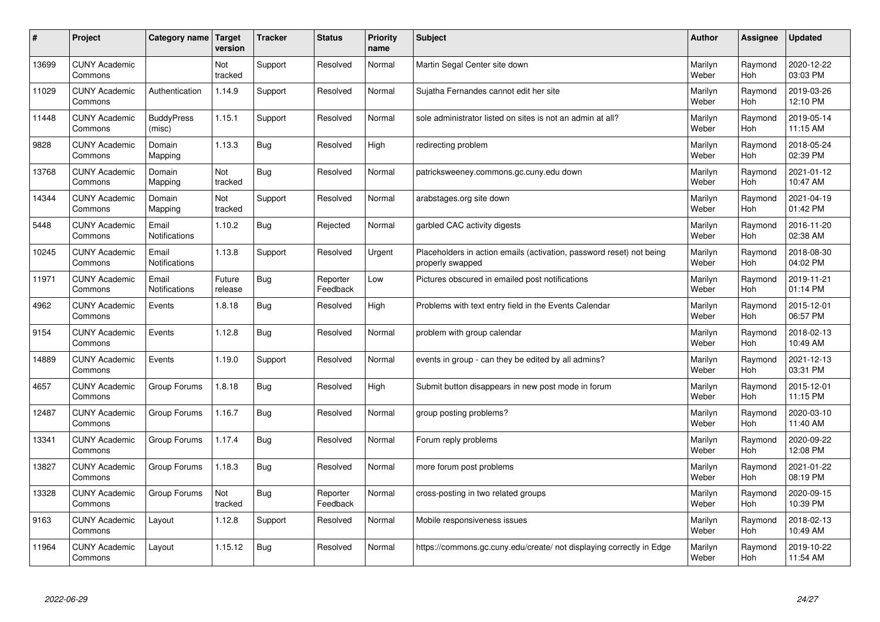| # | Project | Category name | Target version | Tracker | Status | Priority name | Subject | Author | Assignee | Updated |
|---|---|---|---|---|---|---|---|---|---|---|
| 13699 | CUNY Academic Commons | | Not tracked | Support | Resolved | Normal | Martin Segal Center site down | Marilyn Weber | Raymond Hoh | 2020-12-22 03:03 PM |
| 11029 | CUNY Academic Commons | Authentication | 1.14.9 | Support | Resolved | Normal | Sujatha Fernandes cannot edit her site | Marilyn Weber | Raymond Hoh | 2019-03-26 12:10 PM |
| 11448 | CUNY Academic Commons | BuddyPress (misc) | 1.15.1 | Support | Resolved | Normal | sole administrator listed on sites is not an admin at all? | Marilyn Weber | Raymond Hoh | 2019-05-14 11:15 AM |
| 9828 | CUNY Academic Commons | Domain Mapping | 1.13.3 | Bug | Resolved | High | redirecting problem | Marilyn Weber | Raymond Hoh | 2018-05-24 02:39 PM |
| 13768 | CUNY Academic Commons | Domain Mapping | Not tracked | Bug | Resolved | Normal | patricksweeney.commons.gc.cuny.edu down | Marilyn Weber | Raymond Hoh | 2021-01-12 10:47 AM |
| 14344 | CUNY Academic Commons | Domain Mapping | Not tracked | Support | Resolved | Normal | arabstages.org site down | Marilyn Weber | Raymond Hoh | 2021-04-19 01:42 PM |
| 5448 | CUNY Academic Commons | Email Notifications | 1.10.2 | Bug | Rejected | Normal | garbled CAC activity digests | Marilyn Weber | Raymond Hoh | 2016-11-20 02:38 AM |
| 10245 | CUNY Academic Commons | Email Notifications | 1.13.8 | Support | Resolved | Urgent | Placeholders in action emails (activation, password reset) not being properly swapped | Marilyn Weber | Raymond Hoh | 2018-08-30 04:02 PM |
| 11971 | CUNY Academic Commons | Email Notifications | Future release | Bug | Reporter Feedback | Low | Pictures obscured in emailed post notifications | Marilyn Weber | Raymond Hoh | 2019-11-21 01:14 PM |
| 4962 | CUNY Academic Commons | Events | 1.8.18 | Bug | Resolved | High | Problems with text entry field in the Events Calendar | Marilyn Weber | Raymond Hoh | 2015-12-01 06:57 PM |
| 9154 | CUNY Academic Commons | Events | 1.12.8 | Bug | Resolved | Normal | problem with group calendar | Marilyn Weber | Raymond Hoh | 2018-02-13 10:49 AM |
| 14889 | CUNY Academic Commons | Events | 1.19.0 | Support | Resolved | Normal | events in group - can they be edited by all admins? | Marilyn Weber | Raymond Hoh | 2021-12-13 03:31 PM |
| 4657 | CUNY Academic Commons | Group Forums | 1.8.18 | Bug | Resolved | High | Submit button disappears in new post mode in forum | Marilyn Weber | Raymond Hoh | 2015-12-01 11:15 PM |
| 12487 | CUNY Academic Commons | Group Forums | 1.16.7 | Bug | Resolved | Normal | group posting problems? | Marilyn Weber | Raymond Hoh | 2020-03-10 11:40 AM |
| 13341 | CUNY Academic Commons | Group Forums | 1.17.4 | Bug | Resolved | Normal | Forum reply problems | Marilyn Weber | Raymond Hoh | 2020-09-22 12:08 PM |
| 13827 | CUNY Academic Commons | Group Forums | 1.18.3 | Bug | Resolved | Normal | more forum post problems | Marilyn Weber | Raymond Hoh | 2021-01-22 08:19 PM |
| 13328 | CUNY Academic Commons | Group Forums | Not tracked | Bug | Reporter Feedback | Normal | cross-posting in two related groups | Marilyn Weber | Raymond Hoh | 2020-09-15 10:39 PM |
| 9163 | CUNY Academic Commons | Layout | 1.12.8 | Support | Resolved | Normal | Mobile responsiveness issues | Marilyn Weber | Raymond Hoh | 2018-02-13 10:49 AM |
| 11964 | CUNY Academic Commons | Layout | 1.15.12 | Bug | Resolved | Normal | https://commons.gc.cuny.edu/create/ not displaying correctly in Edge | Marilyn Weber | Raymond Hoh | 2019-10-22 11:54 AM |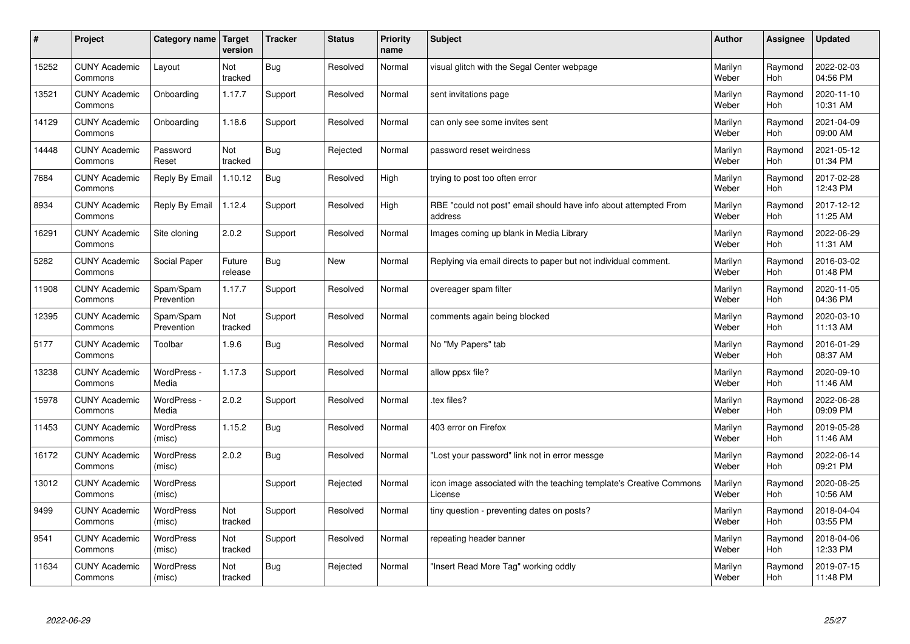| # | Project | Category name | Target version | Tracker | Status | Priority name | Subject | Author | Assignee | Updated |
|---|---|---|---|---|---|---|---|---|---|---|
| 15252 | CUNY Academic Commons | Layout | Not tracked | Bug | Resolved | Normal | visual glitch with the Segal Center webpage | Marilyn Weber | Raymond Hoh | 2022-02-03 04:56 PM |
| 13521 | CUNY Academic Commons | Onboarding | 1.17.7 | Support | Resolved | Normal | sent invitations page | Marilyn Weber | Raymond Hoh | 2020-11-10 10:31 AM |
| 14129 | CUNY Academic Commons | Onboarding | 1.18.6 | Support | Resolved | Normal | can only see some invites sent | Marilyn Weber | Raymond Hoh | 2021-04-09 09:00 AM |
| 14448 | CUNY Academic Commons | Password Reset | Not tracked | Bug | Rejected | Normal | password reset weirdness | Marilyn Weber | Raymond Hoh | 2021-05-12 01:34 PM |
| 7684 | CUNY Academic Commons | Reply By Email | 1.10.12 | Bug | Resolved | High | trying to post too often error | Marilyn Weber | Raymond Hoh | 2017-02-28 12:43 PM |
| 8934 | CUNY Academic Commons | Reply By Email | 1.12.4 | Support | Resolved | High | RBE "could not post" email should have info about attempted From address | Marilyn Weber | Raymond Hoh | 2017-12-12 11:25 AM |
| 16291 | CUNY Academic Commons | Site cloning | 2.0.2 | Support | Resolved | Normal | Images coming up blank in Media Library | Marilyn Weber | Raymond Hoh | 2022-06-29 11:31 AM |
| 5282 | CUNY Academic Commons | Social Paper | Future release | Bug | New | Normal | Replying via email directs to paper but not individual comment. | Marilyn Weber | Raymond Hoh | 2016-03-02 01:48 PM |
| 11908 | CUNY Academic Commons | Spam/Spam Prevention | 1.17.7 | Support | Resolved | Normal | overeager spam filter | Marilyn Weber | Raymond Hoh | 2020-11-05 04:36 PM |
| 12395 | CUNY Academic Commons | Spam/Spam Prevention | Not tracked | Support | Resolved | Normal | comments again being blocked | Marilyn Weber | Raymond Hoh | 2020-03-10 11:13 AM |
| 5177 | CUNY Academic Commons | Toolbar | 1.9.6 | Bug | Resolved | Normal | No "My Papers" tab | Marilyn Weber | Raymond Hoh | 2016-01-29 08:37 AM |
| 13238 | CUNY Academic Commons | WordPress - Media | 1.17.3 | Support | Resolved | Normal | allow ppsx file? | Marilyn Weber | Raymond Hoh | 2020-09-10 11:46 AM |
| 15978 | CUNY Academic Commons | WordPress - Media | 2.0.2 | Support | Resolved | Normal | .tex files? | Marilyn Weber | Raymond Hoh | 2022-06-28 09:09 PM |
| 11453 | CUNY Academic Commons | WordPress (misc) | 1.15.2 | Bug | Resolved | Normal | 403 error on Firefox | Marilyn Weber | Raymond Hoh | 2019-05-28 11:46 AM |
| 16172 | CUNY Academic Commons | WordPress (misc) | 2.0.2 | Bug | Resolved | Normal | "Lost your password" link not in error messge | Marilyn Weber | Raymond Hoh | 2022-06-14 09:21 PM |
| 13012 | CUNY Academic Commons | WordPress (misc) | | Support | Rejected | Normal | icon image associated with the teaching template's Creative Commons License | Marilyn Weber | Raymond Hoh | 2020-08-25 10:56 AM |
| 9499 | CUNY Academic Commons | WordPress (misc) | Not tracked | Support | Resolved | Normal | tiny question - preventing dates on posts? | Marilyn Weber | Raymond Hoh | 2018-04-04 03:55 PM |
| 9541 | CUNY Academic Commons | WordPress (misc) | Not tracked | Support | Resolved | Normal | repeating header banner | Marilyn Weber | Raymond Hoh | 2018-04-06 12:33 PM |
| 11634 | CUNY Academic Commons | WordPress (misc) | Not tracked | Bug | Rejected | Normal | "Insert Read More Tag" working oddly | Marilyn Weber | Raymond Hoh | 2019-07-15 11:48 PM |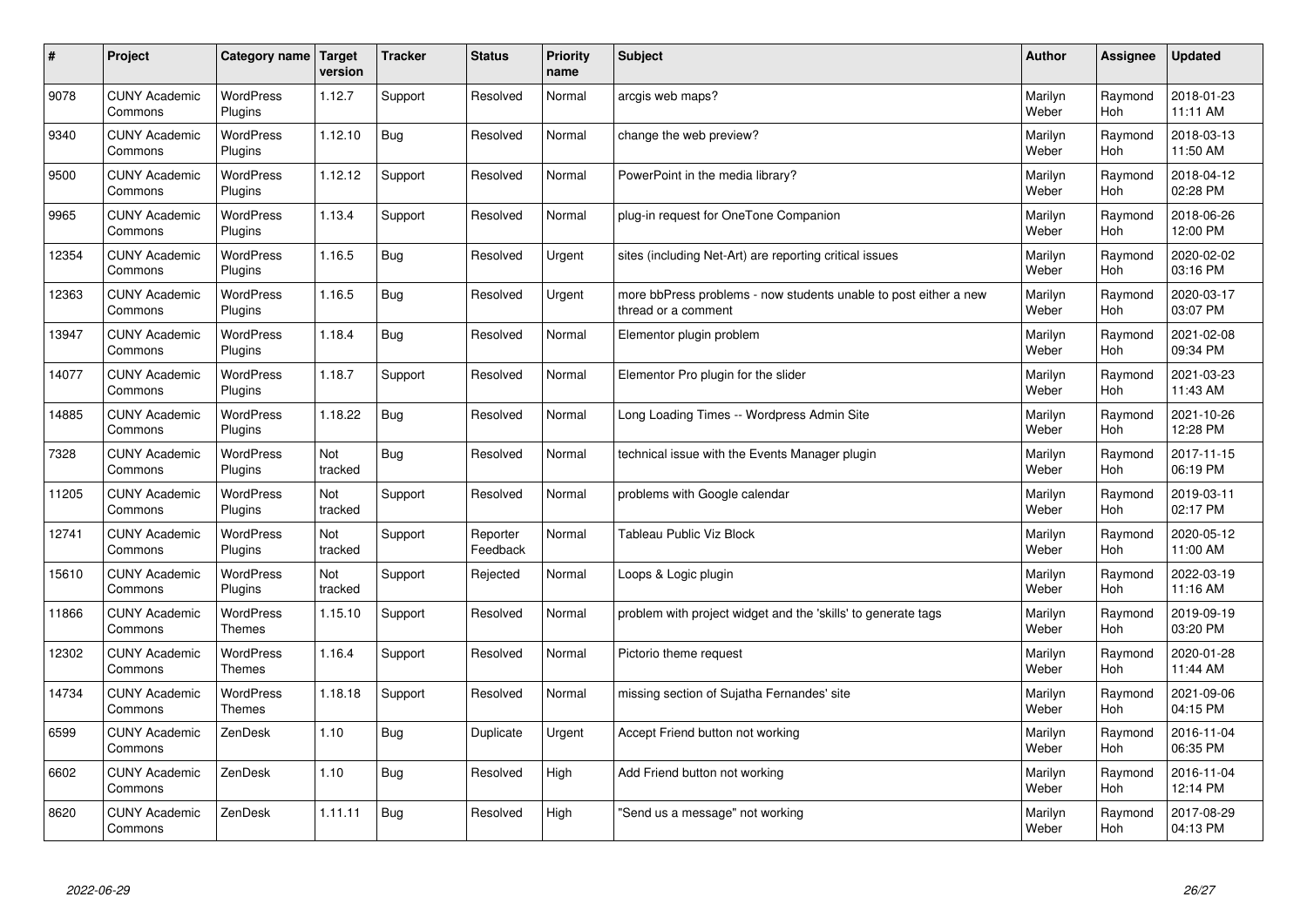| # | Project | Category name | Target version | Tracker | Status | Priority name | Subject | Author | Assignee | Updated |
|---|---|---|---|---|---|---|---|---|---|---|
| 9078 | CUNY Academic Commons | WordPress Plugins | 1.12.7 | Support | Resolved | Normal | arcgis web maps? | Marilyn Weber | Raymond Hoh | 2018-01-23 11:11 AM |
| 9340 | CUNY Academic Commons | WordPress Plugins | 1.12.10 | Bug | Resolved | Normal | change the web preview? | Marilyn Weber | Raymond Hoh | 2018-03-13 11:50 AM |
| 9500 | CUNY Academic Commons | WordPress Plugins | 1.12.12 | Support | Resolved | Normal | PowerPoint in the media library? | Marilyn Weber | Raymond Hoh | 2018-04-12 02:28 PM |
| 9965 | CUNY Academic Commons | WordPress Plugins | 1.13.4 | Support | Resolved | Normal | plug-in request for OneTone Companion | Marilyn Weber | Raymond Hoh | 2018-06-26 12:00 PM |
| 12354 | CUNY Academic Commons | WordPress Plugins | 1.16.5 | Bug | Resolved | Urgent | sites (including Net-Art) are reporting critical issues | Marilyn Weber | Raymond Hoh | 2020-02-02 03:16 PM |
| 12363 | CUNY Academic Commons | WordPress Plugins | 1.16.5 | Bug | Resolved | Urgent | more bbPress problems - now students unable to post either a new thread or a comment | Marilyn Weber | Raymond Hoh | 2020-03-17 03:07 PM |
| 13947 | CUNY Academic Commons | WordPress Plugins | 1.18.4 | Bug | Resolved | Normal | Elementor plugin problem | Marilyn Weber | Raymond Hoh | 2021-02-08 09:34 PM |
| 14077 | CUNY Academic Commons | WordPress Plugins | 1.18.7 | Support | Resolved | Normal | Elementor Pro plugin for the slider | Marilyn Weber | Raymond Hoh | 2021-03-23 11:43 AM |
| 14885 | CUNY Academic Commons | WordPress Plugins | 1.18.22 | Bug | Resolved | Normal | Long Loading Times -- Wordpress Admin Site | Marilyn Weber | Raymond Hoh | 2021-10-26 12:28 PM |
| 7328 | CUNY Academic Commons | WordPress Plugins | Not tracked | Bug | Resolved | Normal | technical issue with the Events Manager plugin | Marilyn Weber | Raymond Hoh | 2017-11-15 06:19 PM |
| 11205 | CUNY Academic Commons | WordPress Plugins | Not tracked | Support | Resolved | Normal | problems with Google calendar | Marilyn Weber | Raymond Hoh | 2019-03-11 02:17 PM |
| 12741 | CUNY Academic Commons | WordPress Plugins | Not tracked | Support | Reporter Feedback | Normal | Tableau Public Viz Block | Marilyn Weber | Raymond Hoh | 2020-05-12 11:00 AM |
| 15610 | CUNY Academic Commons | WordPress Plugins | Not tracked | Support | Rejected | Normal | Loops & Logic plugin | Marilyn Weber | Raymond Hoh | 2022-03-19 11:16 AM |
| 11866 | CUNY Academic Commons | WordPress Themes | 1.15.10 | Support | Resolved | Normal | problem with project widget and the 'skills' to generate tags | Marilyn Weber | Raymond Hoh | 2019-09-19 03:20 PM |
| 12302 | CUNY Academic Commons | WordPress Themes | 1.16.4 | Support | Resolved | Normal | Pictorio theme request | Marilyn Weber | Raymond Hoh | 2020-01-28 11:44 AM |
| 14734 | CUNY Academic Commons | WordPress Themes | 1.18.18 | Support | Resolved | Normal | missing section of Sujatha Fernandes' site | Marilyn Weber | Raymond Hoh | 2021-09-06 04:15 PM |
| 6599 | CUNY Academic Commons | ZenDesk | 1.10 | Bug | Duplicate | Urgent | Accept Friend button not working | Marilyn Weber | Raymond Hoh | 2016-11-04 06:35 PM |
| 6602 | CUNY Academic Commons | ZenDesk | 1.10 | Bug | Resolved | High | Add Friend button not working | Marilyn Weber | Raymond Hoh | 2016-11-04 12:14 PM |
| 8620 | CUNY Academic Commons | ZenDesk | 1.11.11 | Bug | Resolved | High | "Send us a message" not working | Marilyn Weber | Raymond Hoh | 2017-08-29 04:13 PM |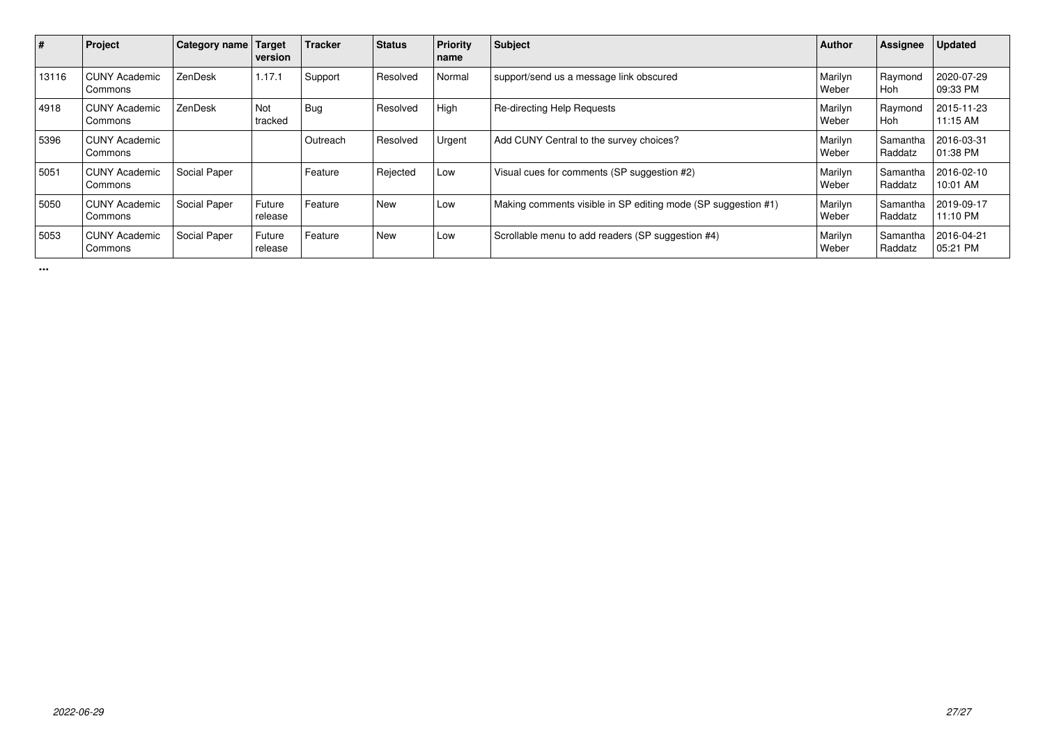| # | Project | Category name | Target version | Tracker | Status | Priority name | Subject | Author | Assignee | Updated |
|---|---|---|---|---|---|---|---|---|---|---|
| 13116 | CUNY Academic Commons | ZenDesk | 1.17.1 | Support | Resolved | Normal | support/send us a message link obscured | Marilyn Weber | Raymond Hoh | 2020-07-29 09:33 PM |
| 4918 | CUNY Academic Commons | ZenDesk | Not tracked | Bug | Resolved | High | Re-directing Help Requests | Marilyn Weber | Raymond Hoh | 2015-11-23 11:15 AM |
| 5396 | CUNY Academic Commons | | | Outreach | Resolved | Urgent | Add CUNY Central to the survey choices? | Marilyn Weber | Samantha Raddatz | 2016-03-31 01:38 PM |
| 5051 | CUNY Academic Commons | Social Paper | | Feature | Rejected | Low | Visual cues for comments (SP suggestion #2) | Marilyn Weber | Samantha Raddatz | 2016-02-10 10:01 AM |
| 5050 | CUNY Academic Commons | Social Paper | Future release | Feature | New | Low | Making comments visible in SP editing mode (SP suggestion #1) | Marilyn Weber | Samantha Raddatz | 2019-09-17 11:10 PM |
| 5053 | CUNY Academic Commons | Social Paper | Future release | Feature | New | Low | Scrollable menu to add readers (SP suggestion #4) | Marilyn Weber | Samantha Raddatz | 2016-04-21 05:21 PM |

...